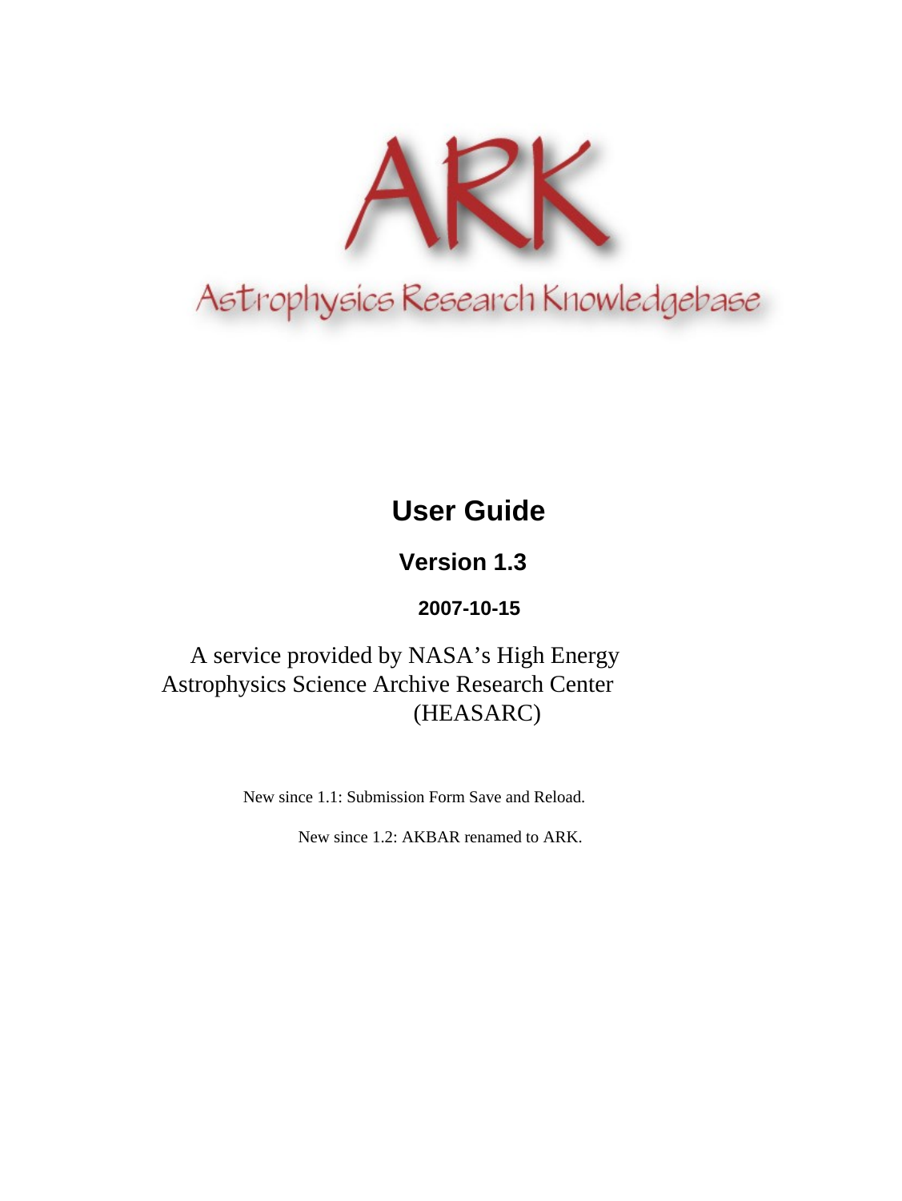# ARK

## Astrophysics Research Knowledgebase

## User Guide

### Version 1.3

**2007-10-15**

A service provided by NASA's High Energy Astrophysics Science Archive Research Center (HEASARC)

New since 1.1: Submission Form Save and Reload.

New since 1.2: AKBAR renamed to ARK.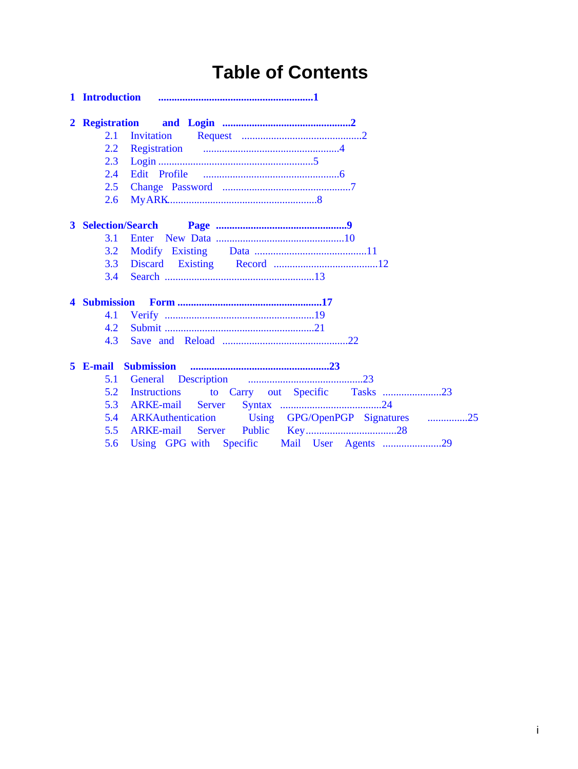# Table of Contents

**1 Introduction ..........................................................1**

**2 Registration and Login ................................................2**

- 2.1 Invitation Request .............................................2
- 2.2 Registration ...................................................4
- 2.3 Login ..........................................................5
- 2.4 Edit Profile ...................................................6
- 2.5 Change Password ................................................7
- 2.6 MyARK...........................................................8

**3 Selection/Search Page .................................................9**

- 3.1 Enter New Data ................................................10
- 3.2 Modify Existing Data ..........................................11
- 3.3 Discard Existing Record .......................................12
- 3.4 Search ........................................................13

**4 Submission Form ......................................................17**

- 4.1 Verify ........................................................19
- 4.2 Submit ........................................................21
- 4.3 Save and Reload ...............................................22

**5 E-mail Submission ....................................................23**

- 5.1 General Description ...........................................23
- 5.2 Instructions to Carry out Specific Tasks ......................23
- 5.3 ARKE-mail Server Syntax .......................................24
- 5.4 ARKAuthentication Using GPG/OpenPGP Signatures ................25
- 5.5 ARKE-mail Server Public Key....................................28
- 5.6 Using GPG with Specific Mail User Agents ......................29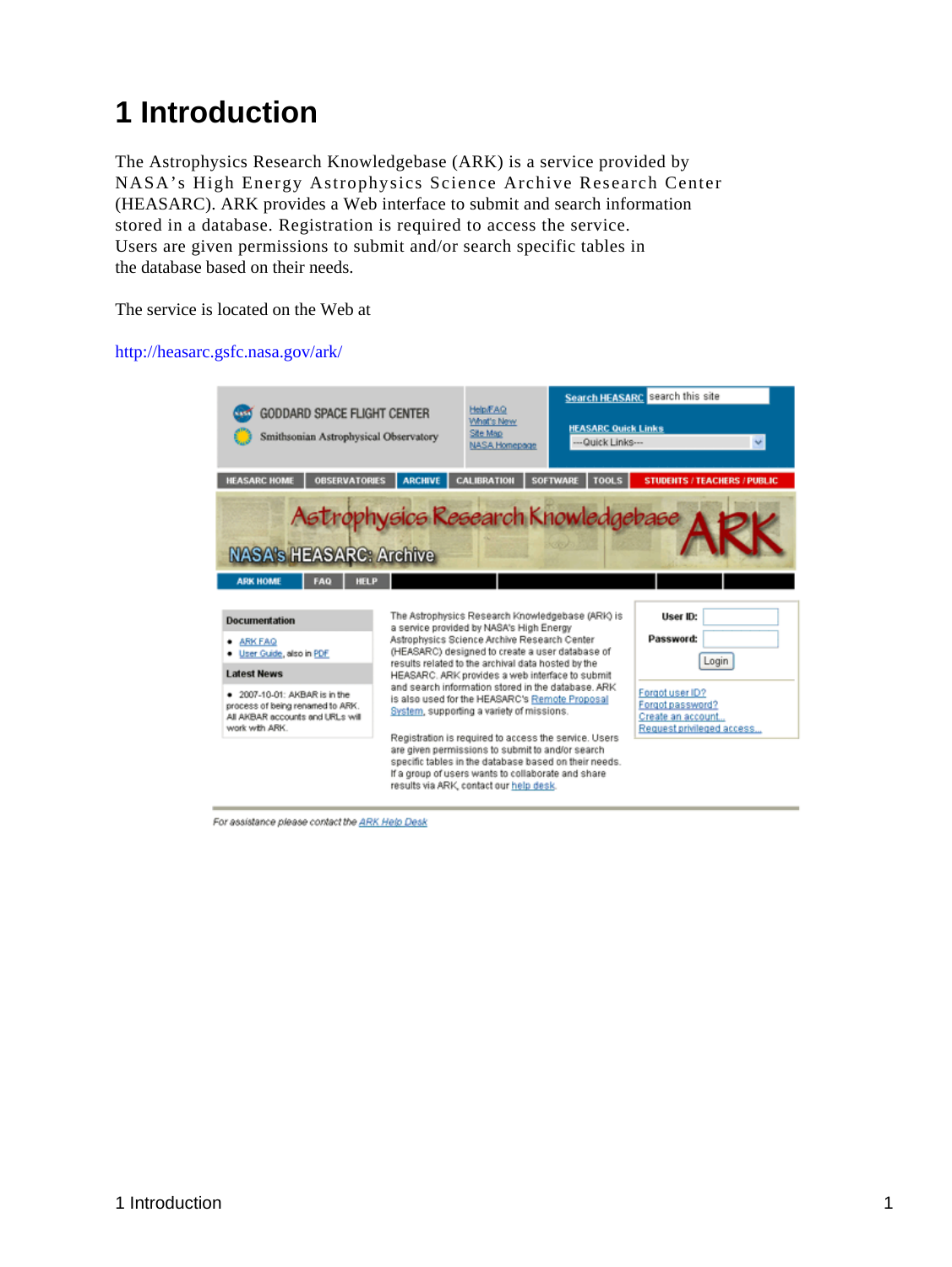# 1 Introduction

The Astrophysics Research Knowledgebase (ARK) is a service provided by NASA's High Energy Astrophysics Science Archive Research Center (HEASARC). ARK provides a Web interface to submit and search information stored in a database. Registration is required to access the service. Users are given permissions to submit and/or search specific tables in the database based on their needs.

The service is located on the Web at

http://heasarc.gsfc.nasa.gov/ark/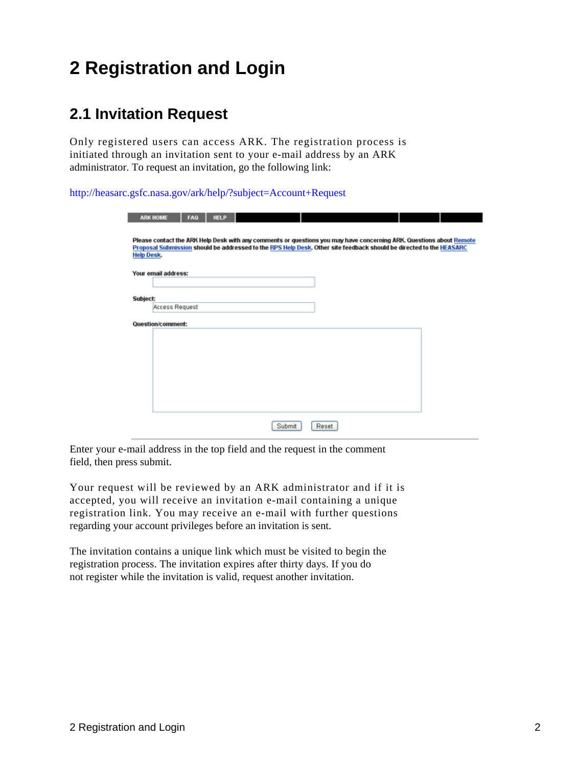# 2 Registration and Login

## 2.1 Invitation Request

Only registered users can access ARK. The registration process is initiated through an invitation sent to your e-mail address by an ARK administrator. To request an invitation, go the following link:

http://heasarc.gsfc.nasa.gov/ark/help/?subject=Account+Request

ARK HOME | FAQ | HELP

Please contact the ARK Help Desk with any comments or questions you may have concerning ARK. Questions about Remote Proposal Submission should be addressed to the RPS Help Desk. Other site feedback should be directed to the HEASARC Help Desk.

Your email address:

Subject:
Access Request

Question/comment:

Submit Reset

Enter your e-mail address in the top field and the request in the comment field, then press submit.

Your request will be reviewed by an ARK administrator and if it is accepted, you will receive an invitation e-mail containing a unique registration link. You may receive an e-mail with further questions regarding your account privileges before an invitation is sent.

The invitation contains a unique link which must be visited to begin the registration process. The invitation expires after thirty days. If you do not register while the invitation is valid, request another invitation.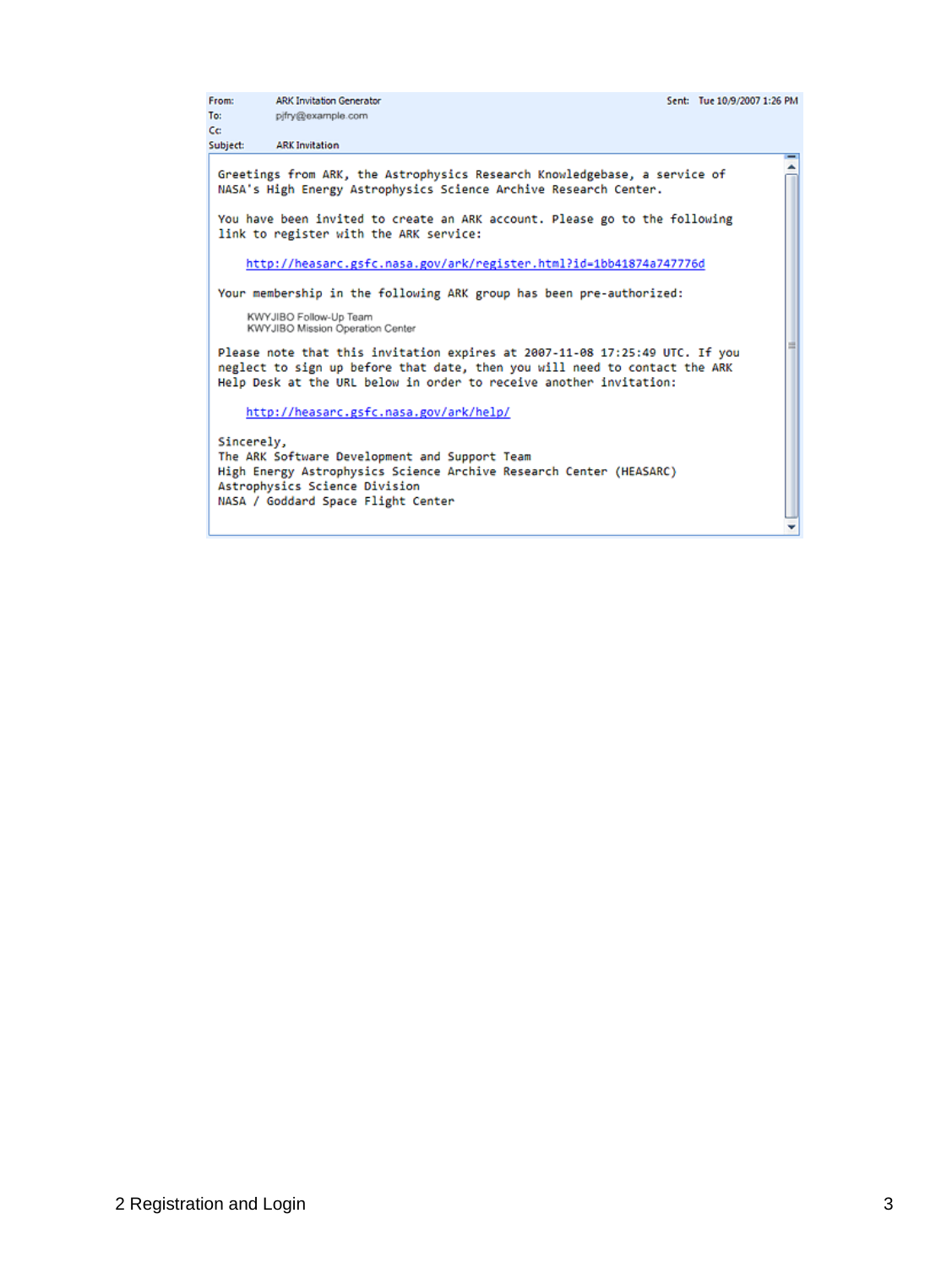From: ARK Invitation Generator
To: pjfry@example.com
Cc:
Subject: ARK Invitation

Sent: Tue 10/9/2007 1:26 PM

```
Greetings from ARK, the Astrophysics Research Knowledgebase, a service of
NASA's High Energy Astrophysics Science Archive Research Center.

You have been invited to create an ARK account. Please go to the following
link to register with the ARK service:

    http://heasarc.gsfc.nasa.gov/ark/register.html?id=1bb41874a747776d

Your membership in the following ARK group has been pre-authorized:

    KWYJIBO Follow-Up Team
    KWYJIBO Mission Operation Center

Please note that this invitation expires at 2007-11-08 17:25:49 UTC. If you
neglect to sign up before that date, then you will need to contact the ARK
Help Desk at the URL below in order to receive another invitation:

    http://heasarc.gsfc.nasa.gov/ark/help/

Sincerely,
The ARK Software Development and Support Team
High Energy Astrophysics Science Archive Research Center (HEASARC)
Astrophysics Science Division
NASA / Goddard Space Flight Center
```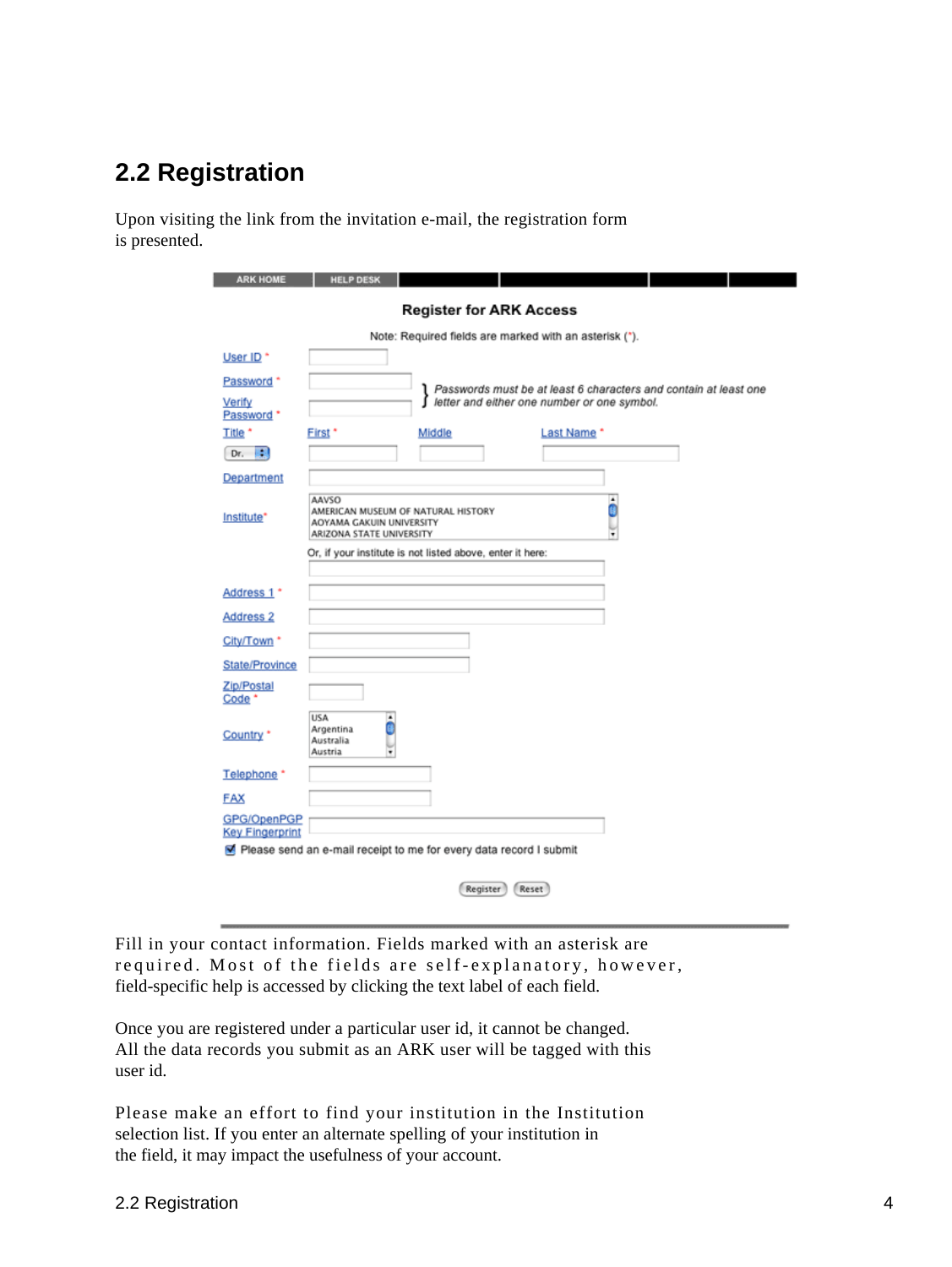## 2.2 Registration

Upon visiting the link from the invitation e-mail, the registration form is presented.

ARK HOME | HELP DESK

**Register for ARK Access**

Note: Required fields are marked with an asterisk (*).

User ID *

Password *

Verify Password *

*Passwords must be at least 6 characters and contain at least one letter and either one number or one symbol.*

Title * | First * | Middle | Last Name *

Dr.

Department

Institute*

AAVSO
AMERICAN MUSEUM OF NATURAL HISTORY
AOYAMA GAKUIN UNIVERSITY
ARIZONA STATE UNIVERSITY

Or, if your institute is not listed above, enter it here:

Address 1 *

Address 2

City/Town *

State/Province

Zip/Postal Code *

Country *

USA
Argentina
Australia
Austria

Telephone *

FAX

GPG/OpenPGP Key Fingerprint

Please send an e-mail receipt to me for every data record I submit

Register | Reset

Fill in your contact information. Fields marked with an asterisk are required. Most of the fields are self-explanatory, however, field-specific help is accessed by clicking the text label of each field.

Once you are registered under a particular user id, it cannot be changed. All the data records you submit as an ARK user will be tagged with this user id.

Please make an effort to find your institution in the Institution selection list. If you enter an alternate spelling of your institution in the field, it may impact the usefulness of your account.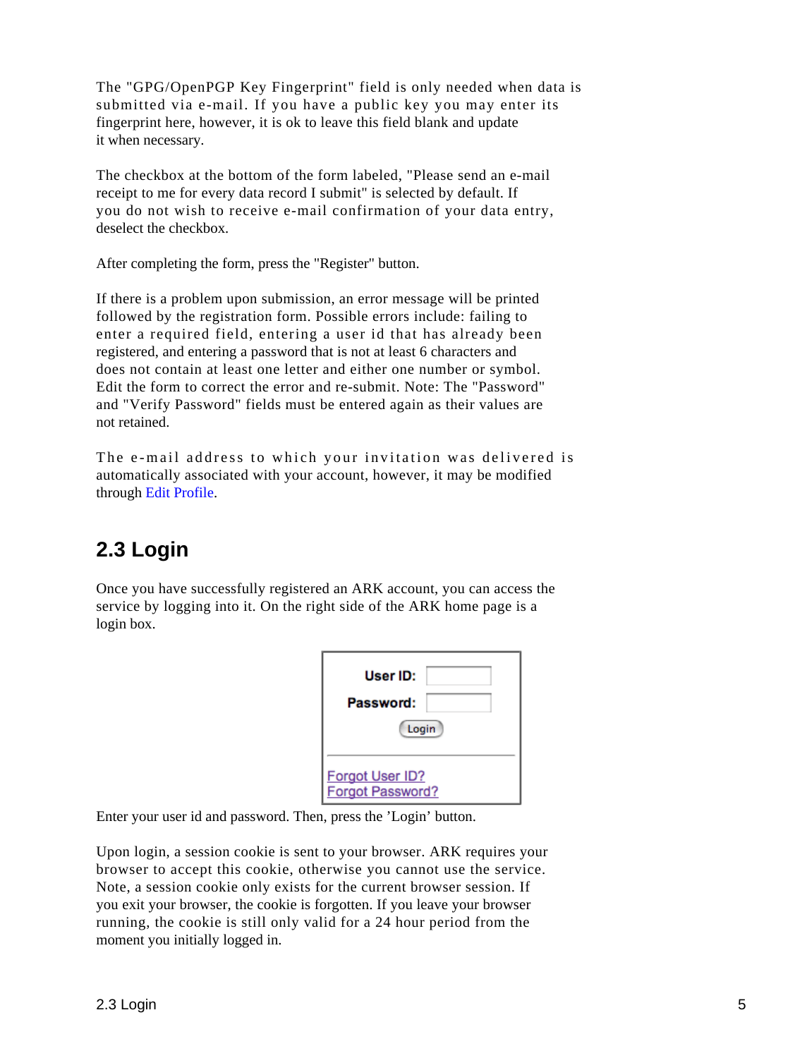The "GPG/OpenPGP Key Fingerprint" field is only needed when data is submitted via e-mail. If you have a public key you may enter its fingerprint here, however, it is ok to leave this field blank and update it when necessary.

The checkbox at the bottom of the form labeled, "Please send an e-mail receipt to me for every data record I submit" is selected by default. If you do not wish to receive e-mail confirmation of your data entry, deselect the checkbox.

After completing the form, press the "Register" button.

If there is a problem upon submission, an error message will be printed followed by the registration form. Possible errors include: failing to enter a required field, entering a user id that has already been registered, and entering a password that is not at least 6 characters and does not contain at least one letter and either one number or symbol. Edit the form to correct the error and re-submit. Note: The "Password" and "Verify Password" fields must be entered again as their values are not retained.

The e-mail address to which your invitation was delivered is automatically associated with your account, however, it may be modified through Edit Profile.

## 2.3 Login

Once you have successfully registered an ARK account, you can access the service by logging into it. On the right side of the ARK home page is a login box.

User ID:
Password:
Login
Forgot User ID?
Forgot Password?

Enter your user id and password. Then, press the 'Login' button.

Upon login, a session cookie is sent to your browser. ARK requires your browser to accept this cookie, otherwise you cannot use the service. Note, a session cookie only exists for the current browser session. If you exit your browser, the cookie is forgotten. If you leave your browser running, the cookie is still only valid for a 24 hour period from the moment you initially logged in.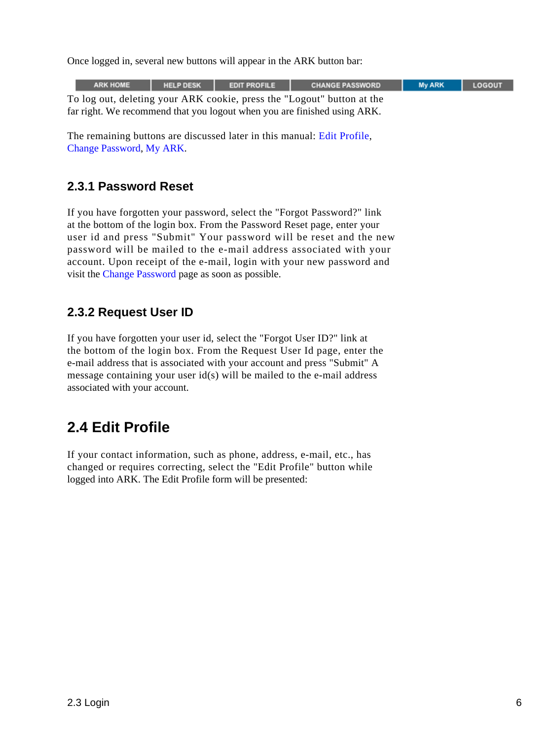Once logged in, several new buttons will appear in the ARK button bar:

ARK HOME HELP DESK EDIT PROFILE CHANGE PASSWORD My ARK LOGOUT

To log out, deleting your ARK cookie, press the "Logout" button at the far right. We recommend that you logout when you are finished using ARK.

The remaining buttons are discussed later in this manual: Edit Profile, Change Password, My ARK.

### 2.3.1 Password Reset

If you have forgotten your password, select the "Forgot Password?" link at the bottom of the login box. From the Password Reset page, enter your user id and press "Submit" Your password will be reset and the new password will be mailed to the e-mail address associated with your account. Upon receipt of the e-mail, login with your new password and visit the Change Password page as soon as possible.

### 2.3.2 Request User ID

If you have forgotten your user id, select the "Forgot User ID?" link at the bottom of the login box. From the Request User Id page, enter the e-mail address that is associated with your account and press "Submit" A message containing your user id(s) will be mailed to the e-mail address associated with your account.

## 2.4 Edit Profile

If your contact information, such as phone, address, e-mail, etc., has changed or requires correcting, select the "Edit Profile" button while logged into ARK. The Edit Profile form will be presented: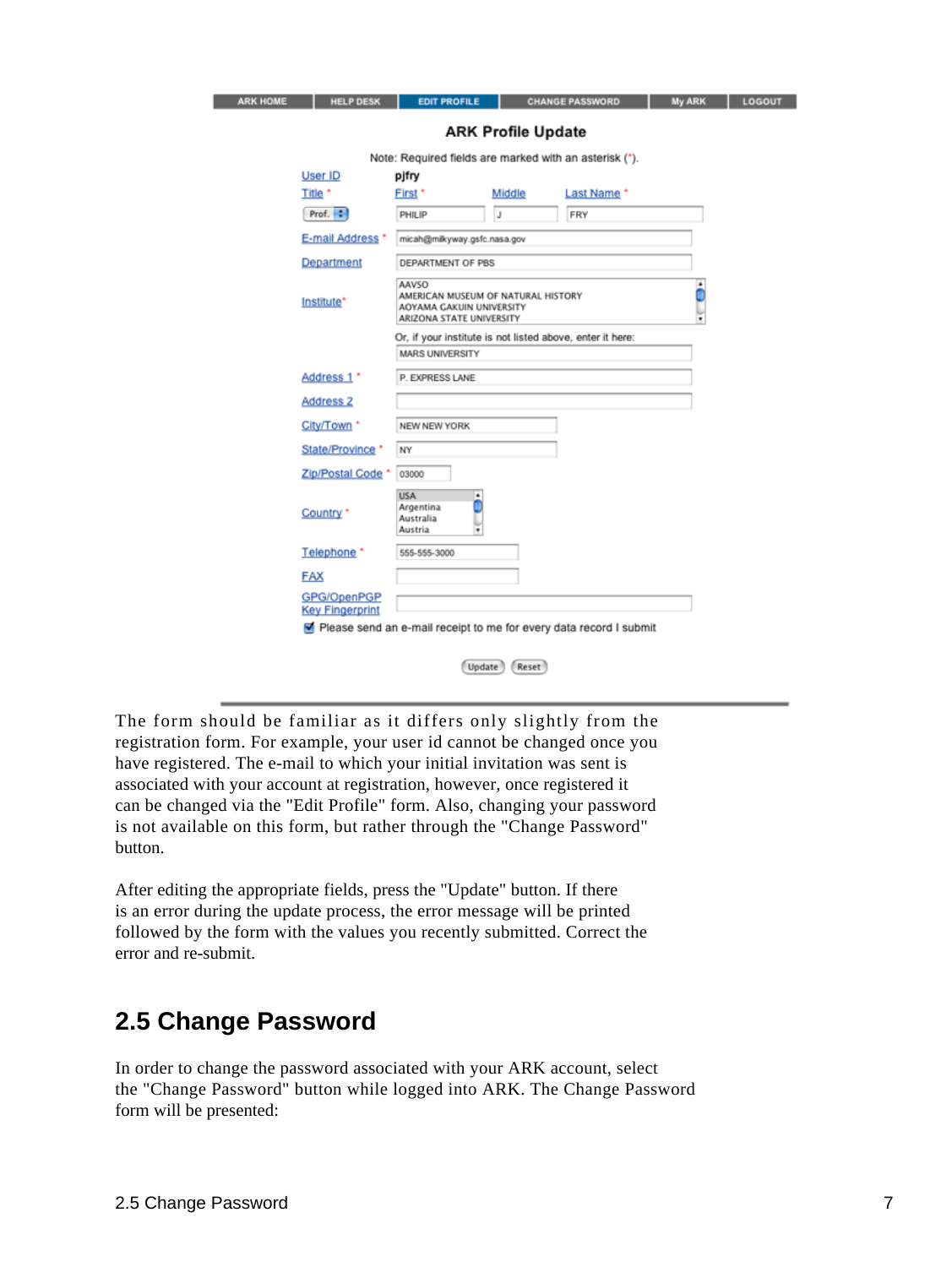The form should be familiar as it differs only slightly from the registration form. For example, your user id cannot be changed once you have registered. The e-mail to which your initial invitation was sent is associated with your account at registration, however, once registered it can be changed via the "Edit Profile" form. Also, changing your password is not available on this form, but rather through the "Change Password" button.

After editing the appropriate fields, press the "Update" button. If there is an error during the update process, the error message will be printed followed by the form with the values you recently submitted. Correct the error and re-submit.

## 2.5 Change Password

In order to change the password associated with your ARK account, select the "Change Password" button while logged into ARK. The Change Password form will be presented: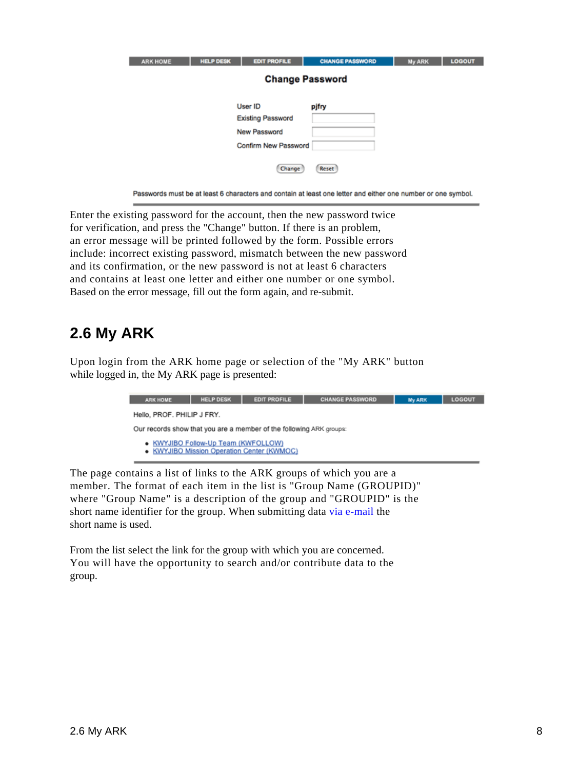ARK HOME | HELP DESK | EDIT PROFILE | CHANGE PASSWORD | My ARK | LOGOUT

**Change Password**

| | |
|---|---|
| User ID | pjfry |
| Existing Password | |
| New Password | |
| Confirm New Password | |

Change  Reset

Passwords must be at least 6 characters and contain at least one letter and either one number or one symbol.

Enter the existing password for the account, then the new password twice for verification, and press the "Change" button. If there is an problem, an error message will be printed followed by the form. Possible errors include: incorrect existing password, mismatch between the new password and its confirmation, or the new password is not at least 6 characters and contains at least one letter and either one number or one symbol. Based on the error message, fill out the form again, and re-submit.

## 2.6 My ARK

Upon login from the ARK home page or selection of the "My ARK" button while logged in, the My ARK page is presented:

ARK HOME | HELP DESK | EDIT PROFILE | CHANGE PASSWORD | My ARK | LOGOUT

Hello, PROF. PHILIP J FRY.

Our records show that you are a member of the following ARK groups:

- KWYJIBO Follow-Up Team (KWFOLLOW)
- KWYJIBO Mission Operation Center (KWMOC)

The page contains a list of links to the ARK groups of which you are a member. The format of each item in the list is "Group Name (GROUPID)" where "Group Name" is a description of the group and "GROUPID" is the short name identifier for the group. When submitting data via e-mail the short name is used.

From the list select the link for the group with which you are concerned. You will have the opportunity to search and/or contribute data to the group.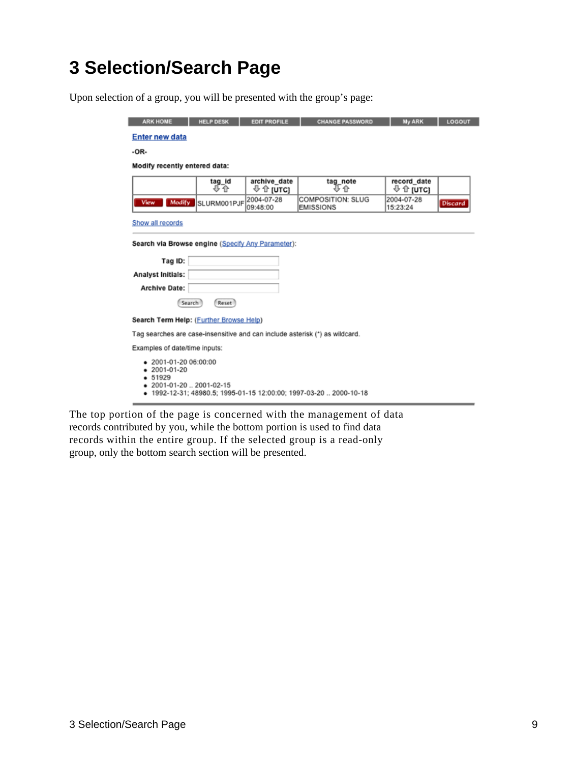# 3 Selection/Search Page

Upon selection of a group, you will be presented with the group's page:

ARK HOME | HELP DESK | EDIT PROFILE | CHANGE PASSWORD | My ARK | LOGOUT

Enter new data

-OR-

**Modify recently entered data:**

| | tag_id | archive_date [UTC] | tag_note | record_date [UTC] | |
|---|---|---|---|---|---|
| View Modify | SLURM001PJF | 2004-07-28 09:48:00 | COMPOSITION: SLUG EMISSIONS | 2004-07-28 15:23:24 | Discard |

Show all records

**Search via Browse engine** (Specify Any Parameter):

**Tag ID:**

**Analyst Initials:**

**Archive Date:**

Search  Reset

**Search Term Help:** (Further Browse Help)

Tag searches are case-insensitive and can include asterisk (*) as wildcard.

Examples of date/time inputs:

- 2001-01-20 06:00:00
- 2001-01-20
- 51929
- 2001-01-20 .. 2001-02-15
- 1992-12-31; 48980.5; 1995-01-15 12:00:00; 1997-03-20 .. 2000-10-18

The top portion of the page is concerned with the management of data records contributed by you, while the bottom portion is used to find data records within the entire group. If the selected group is a read-only group, only the bottom search section will be presented.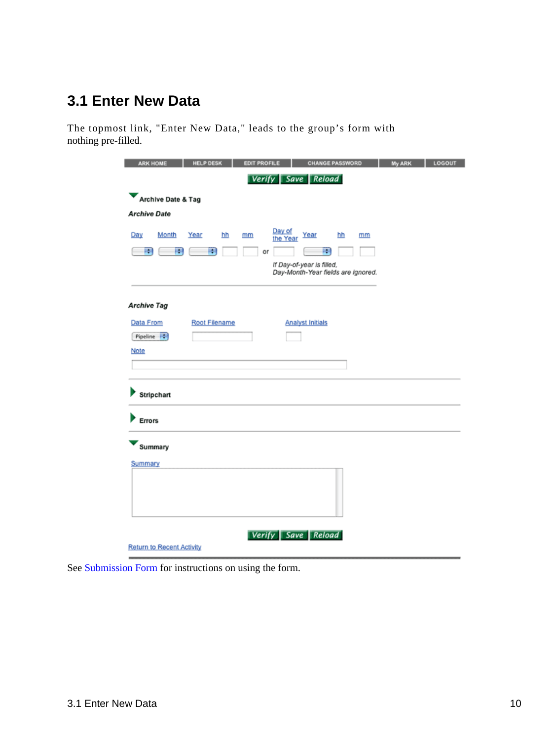## 3.1 Enter New Data

The topmost link, "Enter New Data," leads to the group's form with nothing pre-filled.

ARK HOME | HELP DESK | EDIT PROFILE | CHANGE PASSWORD | My ARK | LOGOUT

Verify | Save | Reload

Archive Date & Tag

*Archive Date*

Day Month Year hh mm or Day of the Year Year hh mm

*If Day-of-year is filled, Day-Month-Year fields are ignored.*

*Archive Tag*

Data From Root Filename Analyst Initials

Pipeline

Note

Stripchart

Errors

Summary

Summary

Verify | Save | Reload

Return to Recent Activity

See Submission Form for instructions on using the form.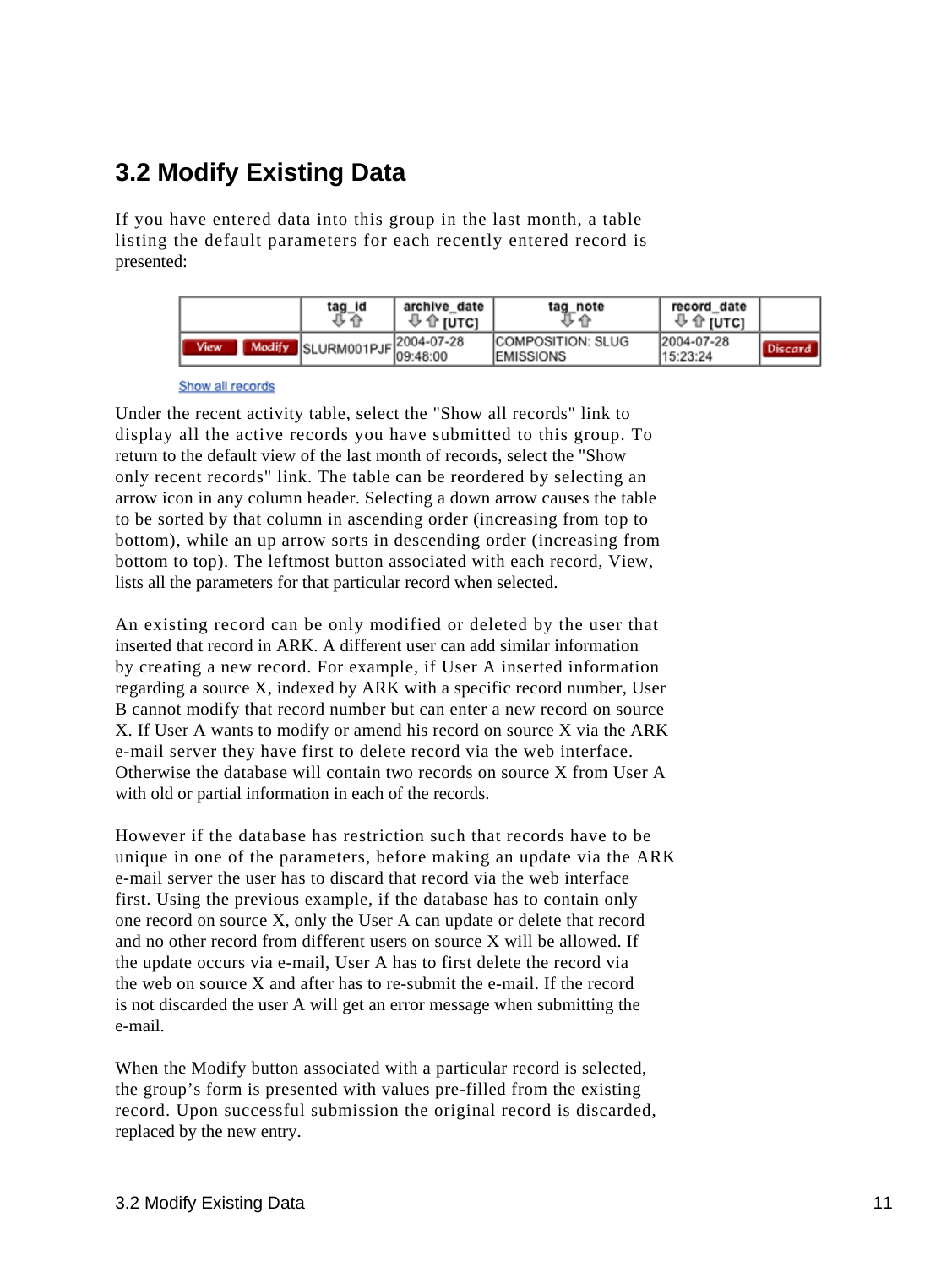## 3.2 Modify Existing Data

If you have entered data into this group in the last month, a table listing the default parameters for each recently entered record is presented:

| | tag_id ⇩⇧ | archive_date ⇩⇧ [UTC] | tag_note ⇩⇧ | record_date ⇩⇧ [UTC] | |
|---|---|---|---|---|---|
| View Modify | SLURM001PJF | 2004-07-28 09:48:00 | COMPOSITION: SLUG EMISSIONS | 2004-07-28 15:23:24 | Discard |

Show all records

Under the recent activity table, select the "Show all records" link to display all the active records you have submitted to this group. To return to the default view of the last month of records, select the "Show only recent records" link. The table can be reordered by selecting an arrow icon in any column header. Selecting a down arrow causes the table to be sorted by that column in ascending order (increasing from top to bottom), while an up arrow sorts in descending order (increasing from bottom to top). The leftmost button associated with each record, View, lists all the parameters for that particular record when selected.

An existing record can be only modified or deleted by the user that inserted that record in ARK. A different user can add similar information by creating a new record. For example, if User A inserted information regarding a source X, indexed by ARK with a specific record number, User B cannot modify that record number but can enter a new record on source X. If User A wants to modify or amend his record on source X via the ARK e-mail server they have first to delete record via the web interface. Otherwise the database will contain two records on source X from User A with old or partial information in each of the records.

However if the database has restriction such that records have to be unique in one of the parameters, before making an update via the ARK e-mail server the user has to discard that record via the web interface first. Using the previous example, if the database has to contain only one record on source X, only the User A can update or delete that record and no other record from different users on source X will be allowed. If the update occurs via e-mail, User A has to first delete the record via the web on source X and after has to re-submit the e-mail. If the record is not discarded the user A will get an error message when submitting the e-mail.

When the Modify button associated with a particular record is selected, the group's form is presented with values pre-filled from the existing record. Upon successful submission the original record is discarded, replaced by the new entry.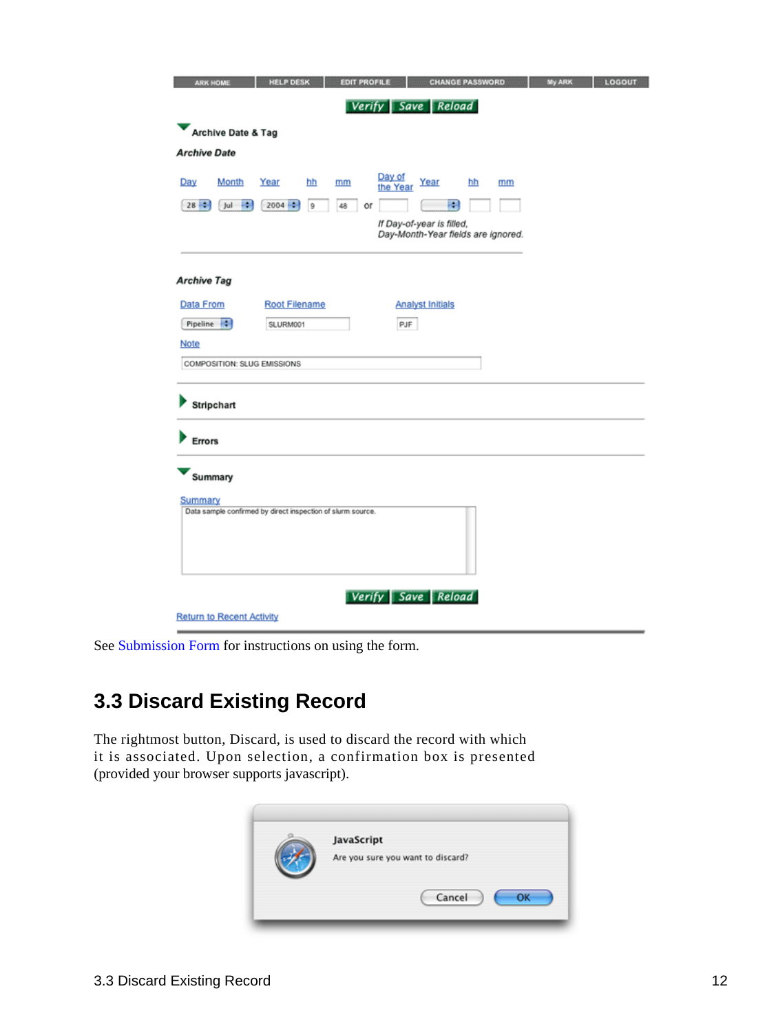See Submission Form for instructions on using the form.

## 3.3 Discard Existing Record

The rightmost button, Discard, is used to discard the record with which it is associated. Upon selection, a confirmation box is presented (provided your browser supports javascript).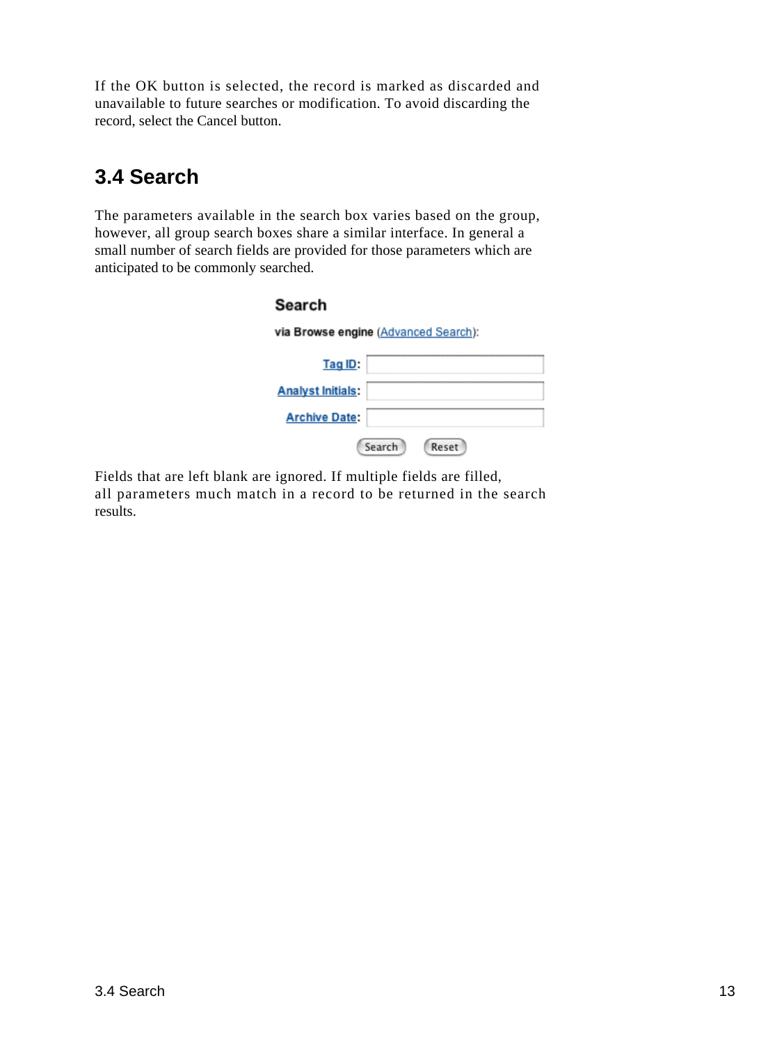If the OK button is selected, the record is marked as discarded and unavailable to future searches or modification. To avoid discarding the record, select the Cancel button.

## 3.4 Search

The parameters available in the search box varies based on the group, however, all group search boxes share a similar interface. In general a small number of search fields are provided for those parameters which are anticipated to be commonly searched.

**Search**

**via Browse engine** (Advanced Search):

**Tag ID**:

**Analyst Initials**:

**Archive Date**:

Search Reset

Fields that are left blank are ignored. If multiple fields are filled, all parameters much match in a record to be returned in the search results.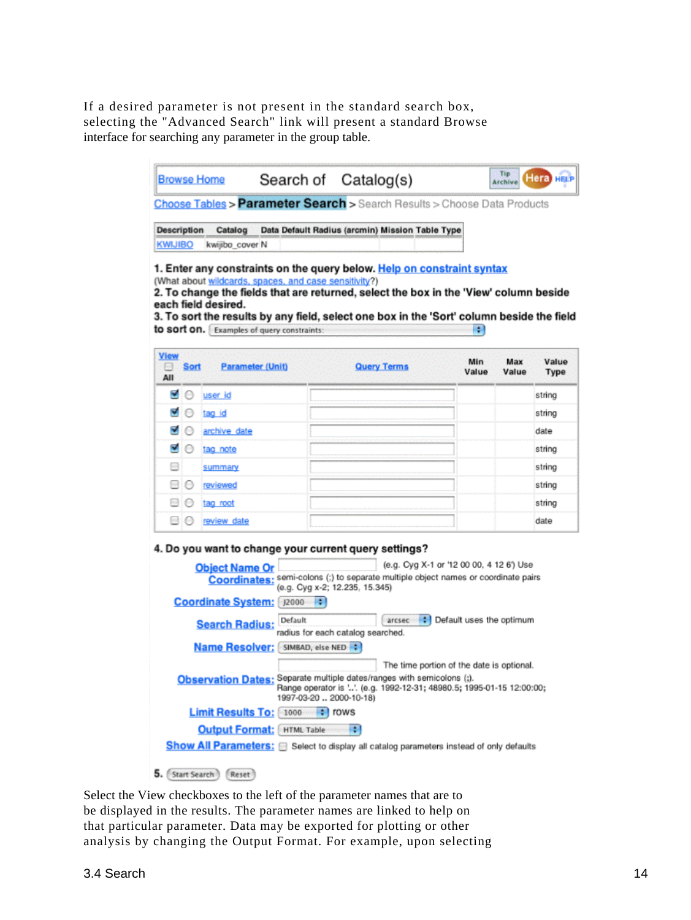If a desired parameter is not present in the standard search box, selecting the "Advanced Search" link will present a standard Browse interface for searching any parameter in the group table.

Browse Home Search of Catalog(s)

Choose Tables > **Parameter Search** > Search Results > Choose Data Products

| Description | Catalog | Data | Default Radius (arcmin) | Mission | Table Type |
|---|---|---|---|---|---|
| KWIJIBO | kwijibo_cover | N | | | |

1. Enter any constraints on the query below. Help on constraint syntax
(What about wildcards, spaces, and case sensitivity?)
2. To change the fields that are returned, select the box in the 'View' column beside each field desired.
3. To sort the results by any field, select one box in the 'Sort' column beside the field to sort on. Examples of query constraints:

| View All | Sort | Parameter (Unit) | Query Terms | Min Value | Max Value | Value Type |
|---|---|---|---|---|---|---|
| ☑ | ○ | user_id | | | | string |
| ☑ | ○ | tag_id | | | | string |
| ☑ | ○ | archive_date | | | | date |
| ☑ | ○ | tag_note | | | | string |
| ☐ | | summary | | | | string |
| ☐ | ○ | reviewed | | | | string |
| ☐ | ○ | tag_root | | | | string |
| ☐ | ○ | review_date | | | | date |

4. Do you want to change your current query settings?

Object Name Or Coordinates: (e.g. Cyg X-1 or '12 00 00, 4 12 6') Use semi-colons (;) to separate multiple object names or coordinate pairs (e.g. Cyg x-2; 12.235, 15.345)

Coordinate System: J2000

Search Radius: Default arcsec Default uses the optimum radius for each catalog searched.

Name Resolver: SIMBAD, else NED

Observation Dates: The time portion of the date is optional. Separate multiple dates/ranges with semicolons (;). Range operator is '..'. (e.g. 1992-12-31; 48980.5; 1995-01-15 12:00:00; 1997-03-20 .. 2000-10-18)

Limit Results To: 1000 rows

Output Format: HTML Table

Show All Parameters: ☐ Select to display all catalog parameters instead of only defaults

5. Start Search Reset

Select the View checkboxes to the left of the parameter names that are to be displayed in the results. The parameter names are linked to help on that particular parameter. Data may be exported for plotting or other analysis by changing the Output Format. For example, upon selecting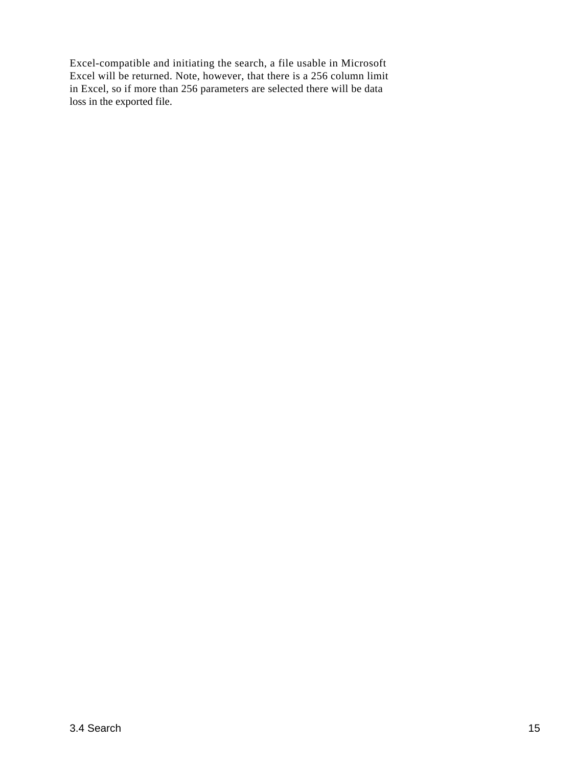Excel-compatible and initiating the search, a file usable in Microsoft Excel will be returned. Note, however, that there is a 256 column limit in Excel, so if more than 256 parameters are selected there will be data loss in the exported file.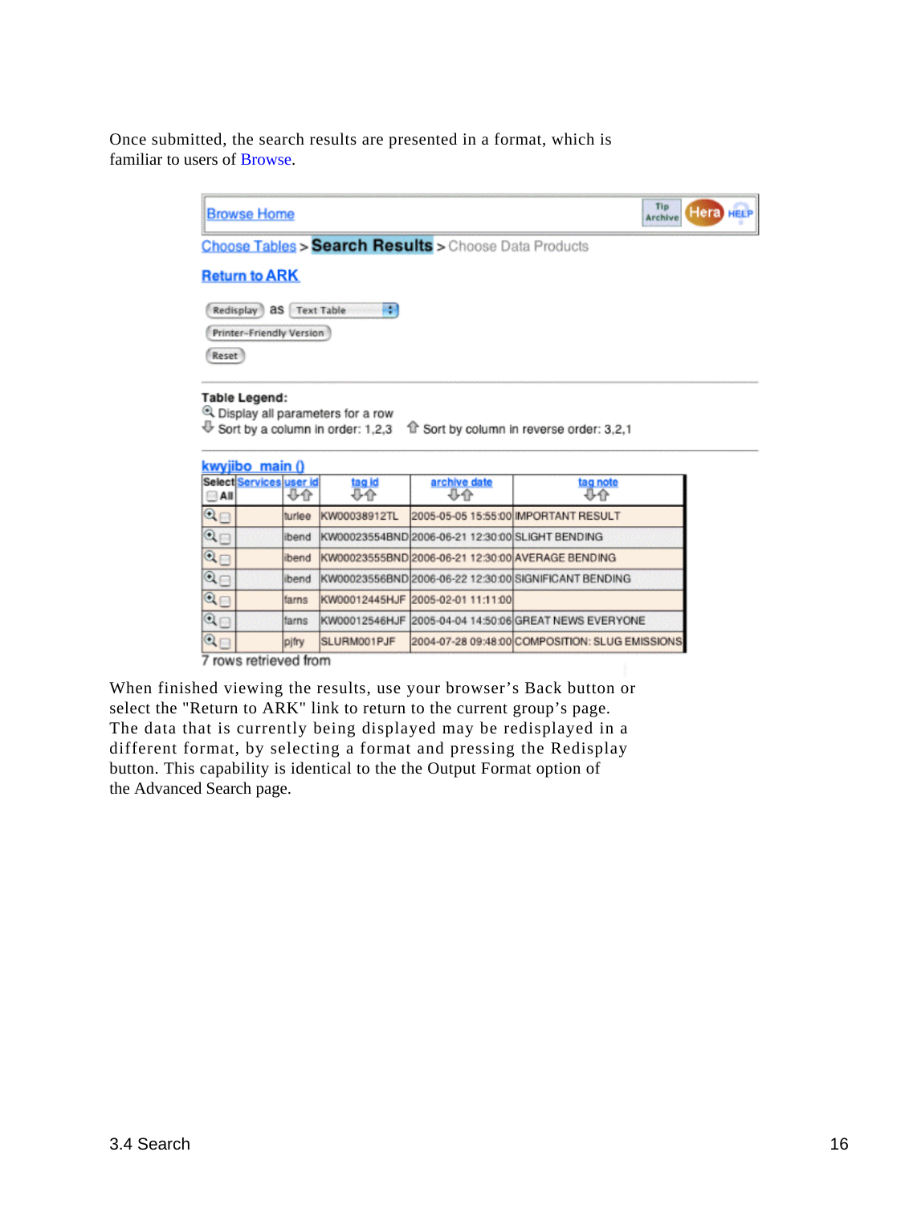Once submitted, the search results are presented in a format, which is familiar to users of Browse.

Browse Home

Choose Tables > **Search Results** > Choose Data Products

**Return to ARK**

Redisplay as Text Table

Printer-Friendly Version

Reset

**Table Legend:**
Display all parameters for a row
Sort by a column in order: 1,2,3    Sort by column in reverse order: 3,2,1

kwyjibo_main ()

| Select All | Services | user id | tag id | archive date | tag note |
|---|---|---|---|---|---|
| | | turlee | KW00038912TL | 2005-05-05 15:55:00 | IMPORTANT RESULT |
| | | ibend | KW00023554BND | 2006-06-21 12:30:00 | SLIGHT BENDING |
| | | ibend | KW00023555BND | 2006-06-21 12:30:00 | AVERAGE BENDING |
| | | ibend | KW00023556BND | 2006-06-22 12:30:00 | SIGNIFICANT BENDING |
| | | farns | KW00012445HJF | 2005-02-01 11:11:00 | |
| | | farns | KW00012546HJF | 2005-04-04 14:50:06 | GREAT NEWS EVERYONE |
| | | pjfry | SLURM001PJF | 2004-07-28 09:48:00 | COMPOSITION: SLUG EMISSIONS |

7 rows retrieved from

When finished viewing the results, use your browser's Back button or select the "Return to ARK" link to return to the current group's page. The data that is currently being displayed may be redisplayed in a different format, by selecting a format and pressing the Redisplay button. This capability is identical to the the Output Format option of the Advanced Search page.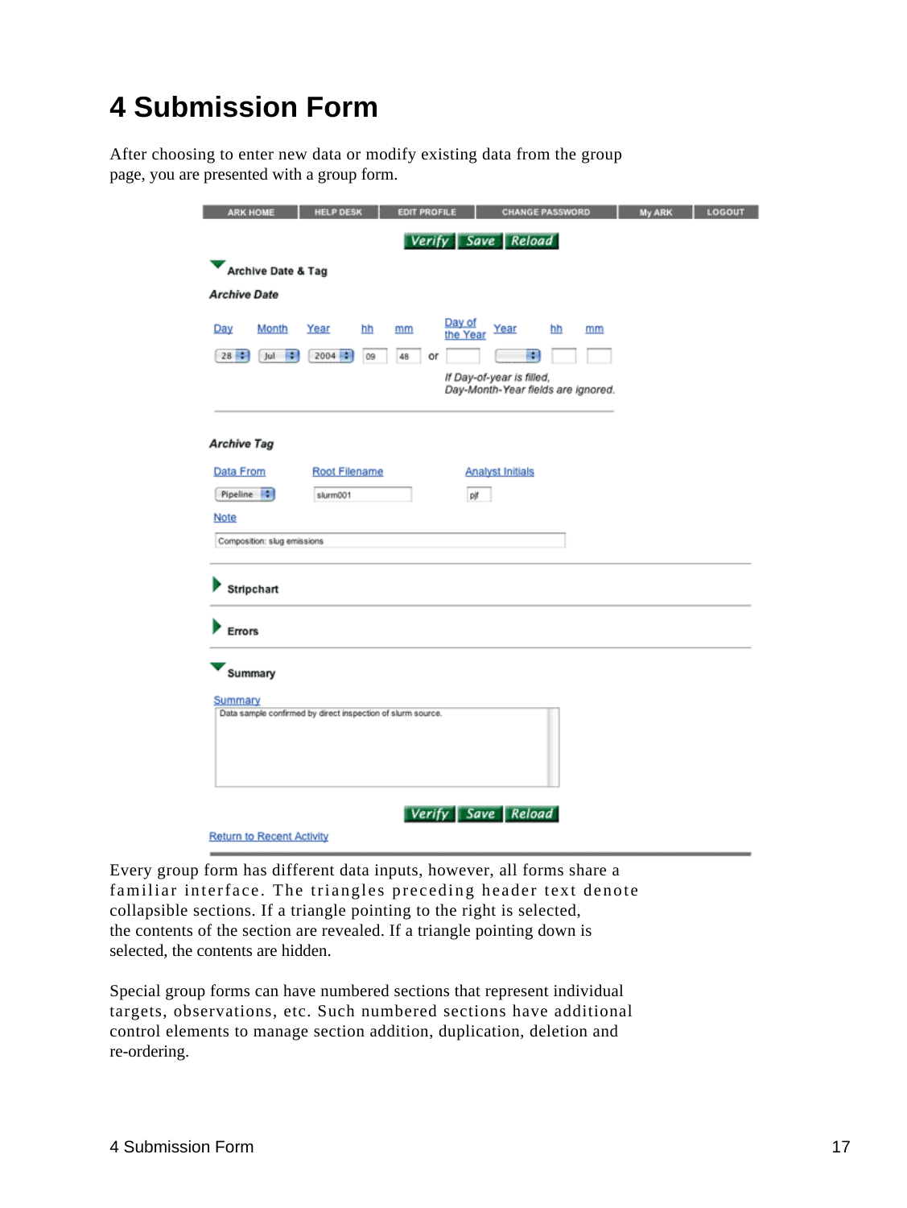# 4 Submission Form

After choosing to enter new data or modify existing data from the group page, you are presented with a group form.

Every group form has different data inputs, however, all forms share a familiar interface. The triangles preceding header text denote collapsible sections. If a triangle pointing to the right is selected, the contents of the section are revealed. If a triangle pointing down is selected, the contents are hidden.

Special group forms can have numbered sections that represent individual targets, observations, etc. Such numbered sections have additional control elements to manage section addition, duplication, deletion and re-ordering.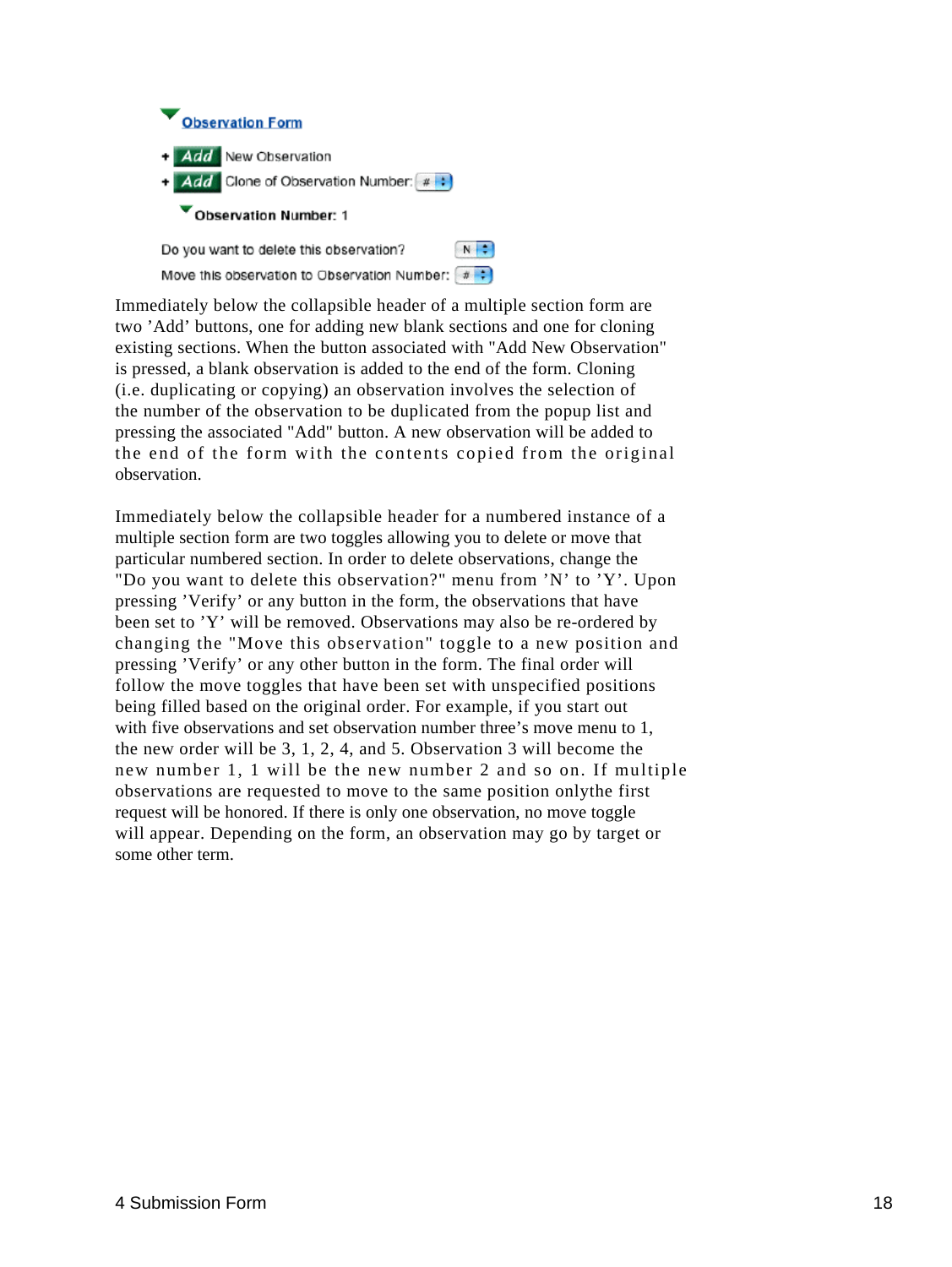**Observation Form**

+ Add New Observation

+ Add Clone of Observation Number: #

**Observation Number: 1**

Do you want to delete this observation? N

Move this observation to Observation Number: #

Immediately below the collapsible header of a multiple section form are two 'Add' buttons, one for adding new blank sections and one for cloning existing sections. When the button associated with "Add New Observation" is pressed, a blank observation is added to the end of the form. Cloning (i.e. duplicating or copying) an observation involves the selection of the number of the observation to be duplicated from the popup list and pressing the associated "Add" button. A new observation will be added to the end of the form with the contents copied from the original observation.

Immediately below the collapsible header for a numbered instance of a multiple section form are two toggles allowing you to delete or move that particular numbered section. In order to delete observations, change the "Do you want to delete this observation?" menu from 'N' to 'Y'. Upon pressing 'Verify' or any button in the form, the observations that have been set to 'Y' will be removed. Observations may also be re-ordered by changing the "Move this observation" toggle to a new position and pressing 'Verify' or any other button in the form. The final order will follow the move toggles that have been set with unspecified positions being filled based on the original order. For example, if you start out with five observations and set observation number three's move menu to 1, the new order will be 3, 1, 2, 4, and 5. Observation 3 will become the new number 1, 1 will be the new number 2 and so on. If multiple observations are requested to move to the same position onlythe first request will be honored. If there is only one observation, no move toggle will appear. Depending on the form, an observation may go by target or some other term.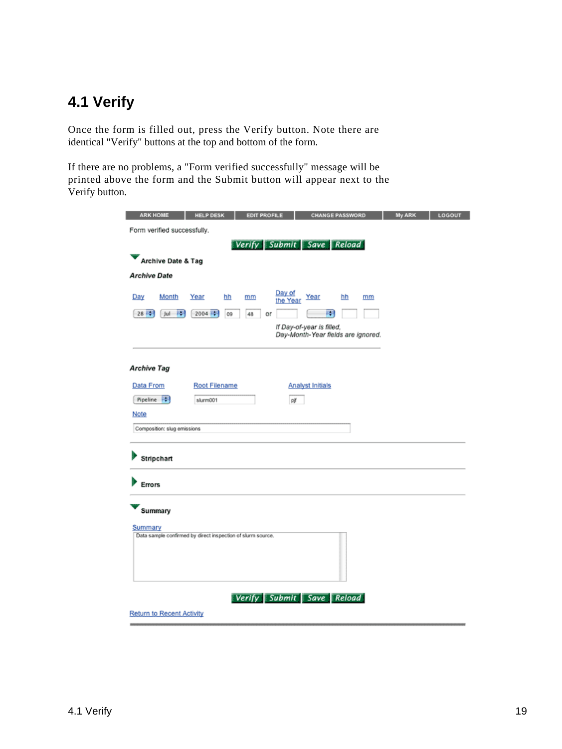## 4.1 Verify

Once the form is filled out, press the Verify button. Note there are identical "Verify" buttons at the top and bottom of the form.

If there are no problems, a "Form verified successfully" message will be printed above the form and the Submit button will appear next to the Verify button.

ARK HOME | HELP DESK | EDIT PROFILE | CHANGE PASSWORD | My ARK | LOGOUT

Form verified successfully.

Verify Submit Save Reload

Archive Date & Tag

*Archive Date*

Day Month Year hh mm Day of the Year Year hh mm

28 Jul 2004 09 48 or

*If Day-of-year is filled, Day-Month-Year fields are ignored.*

*Archive Tag*

Data From Root Filename Analyst Initials

Pipeline slurm001 pjf

Note

Composition: slug emissions

Stripchart

Errors

Summary

Summary

Data sample confirmed by direct inspection of slurm source.

Verify Submit Save Reload

Return to Recent Activity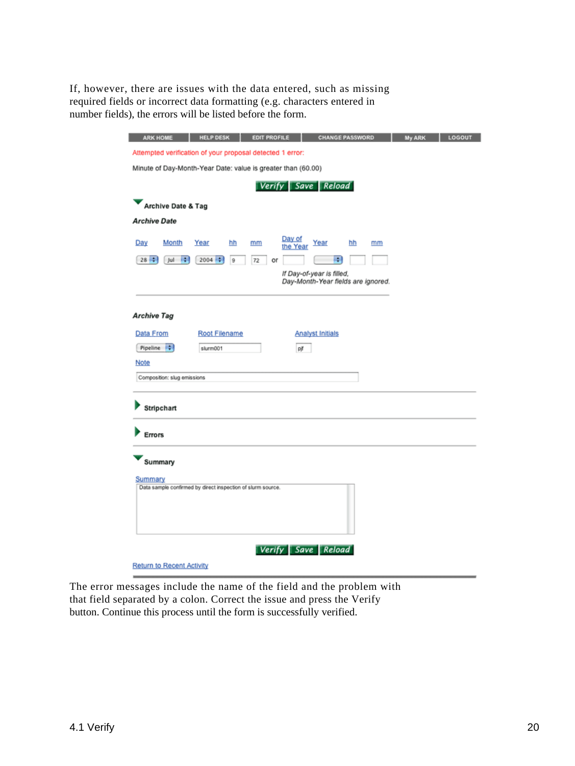If, however, there are issues with the data entered, such as missing required fields or incorrect data formatting (e.g. characters entered in number fields), the errors will be listed before the form.

The error messages include the name of the field and the problem with that field separated by a colon. Correct the issue and press the Verify button. Continue this process until the form is successfully verified.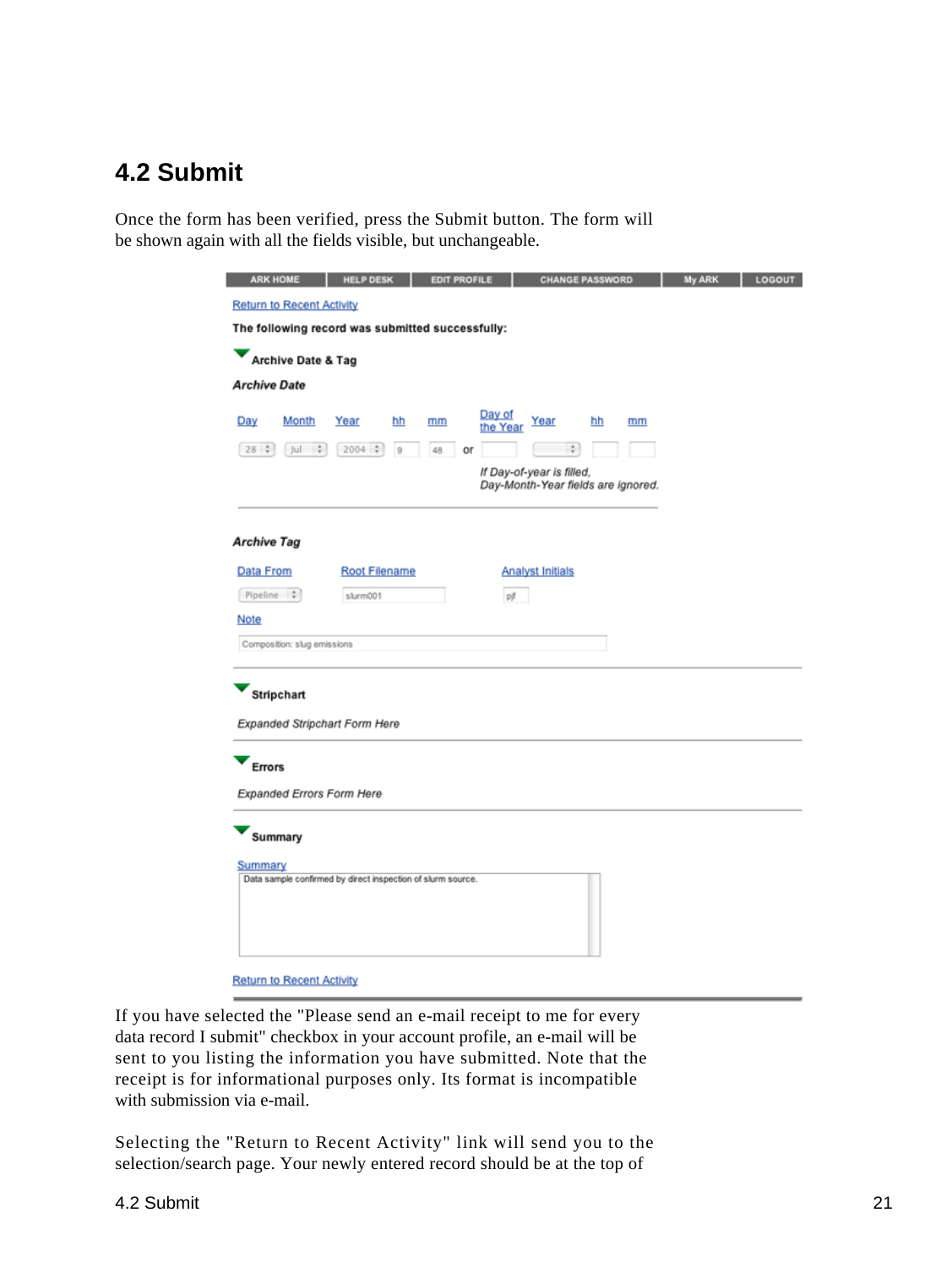## 4.2 Submit

Once the form has been verified, press the Submit button. The form will be shown again with all the fields visible, but unchangeable.

ARK HOME | HELP DESK | EDIT PROFILE | CHANGE PASSWORD | My ARK | LOGOUT

Return to Recent Activity

**The following record was submitted successfully:**

**Archive Date & Tag**

***Archive Date***

| Day | Month | Year | hh | mm | | Day of the Year | Year | hh | mm |
|---|---|---|---|---|---|---|---|---|---|
| 28 | Jul | 2004 | 9 | 48 | or | | | | |

*If Day-of-year is filled, Day-Month-Year fields are ignored.*

***Archive Tag***

| Data From | Root Filename | Analyst Initials |
|---|---|---|
| Pipeline | slurm001 | pjf |

Note

Composition: slug emissions

**Stripchart**

*Expanded Stripchart Form Here*

**Errors**

*Expanded Errors Form Here*

**Summary**

Summary

Data sample confirmed by direct inspection of slurm source.

Return to Recent Activity

If you have selected the "Please send an e-mail receipt to me for every data record I submit" checkbox in your account profile, an e-mail will be sent to you listing the information you have submitted. Note that the receipt is for informational purposes only. Its format is incompatible with submission via e-mail.

Selecting the "Return to Recent Activity" link will send you to the selection/search page. Your newly entered record should be at the top of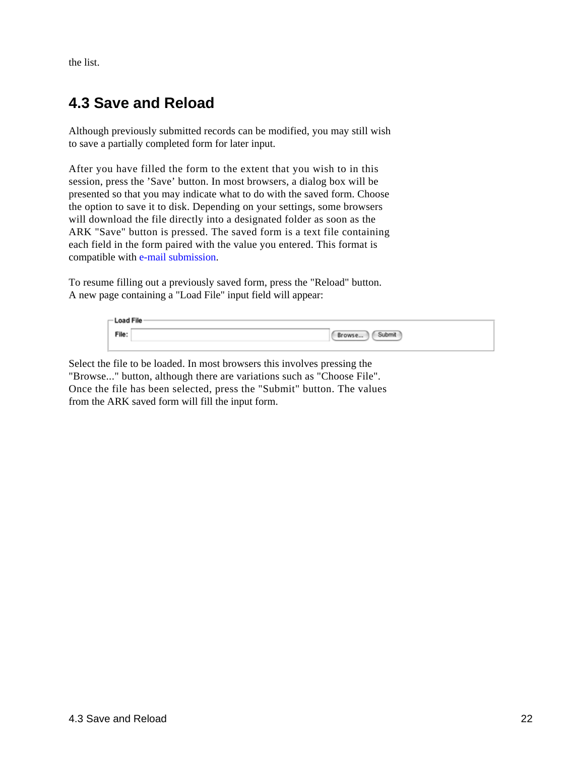the list.

## 4.3 Save and Reload

Although previously submitted records can be modified, you may still wish to save a partially completed form for later input.

After you have filled the form to the extent that you wish to in this session, press the 'Save' button. In most browsers, a dialog box will be presented so that you may indicate what to do with the saved form. Choose the option to save it to disk. Depending on your settings, some browsers will download the file directly into a designated folder as soon as the ARK "Save" button is pressed. The saved form is a text file containing each field in the form paired with the value you entered. This format is compatible with e-mail submission.

To resume filling out a previously saved form, press the "Reload" button. A new page containing a "Load File" input field will appear:

Load File

File: Browse... Submit

Select the file to be loaded. In most browsers this involves pressing the "Browse..." button, although there are variations such as "Choose File". Once the file has been selected, press the "Submit" button. The values from the ARK saved form will fill the input form.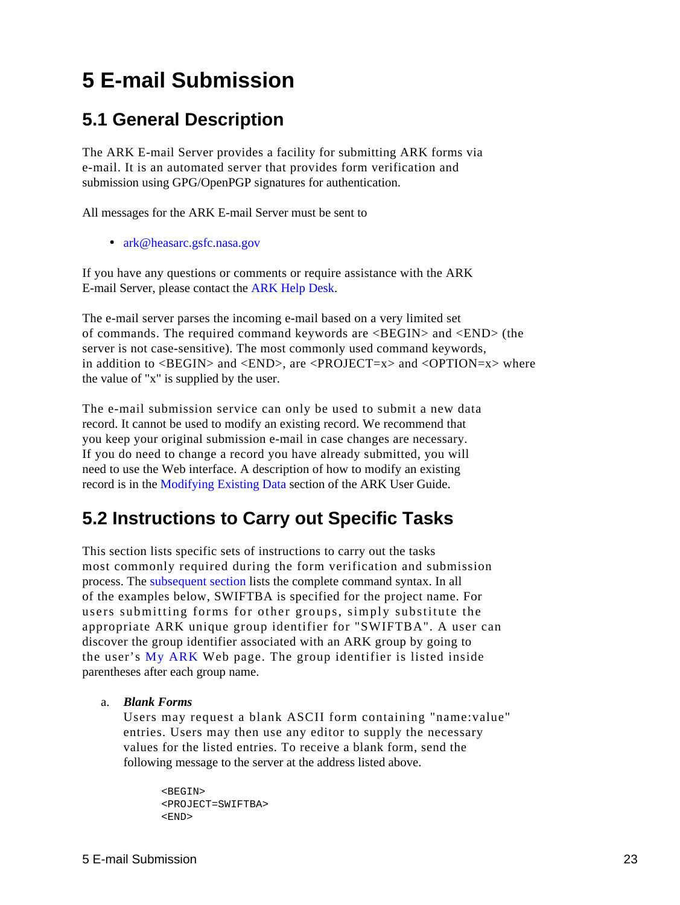# 5 E-mail Submission

## 5.1 General Description

The ARK E-mail Server provides a facility for submitting ARK forms via e-mail. It is an automated server that provides form verification and submission using GPG/OpenPGP signatures for authentication.

All messages for the ARK E-mail Server must be sent to

- ark@heasarc.gsfc.nasa.gov

If you have any questions or comments or require assistance with the ARK E-mail Server, please contact the ARK Help Desk.

The e-mail server parses the incoming e-mail based on a very limited set of commands. The required command keywords are <BEGIN> and <END> (the server is not case-sensitive). The most commonly used command keywords, in addition to <BEGIN> and <END>, are <PROJECT=x> and <OPTION=x> where the value of "x" is supplied by the user.

The e-mail submission service can only be used to submit a new data record. It cannot be used to modify an existing record. We recommend that you keep your original submission e-mail in case changes are necessary. If you do need to change a record you have already submitted, you will need to use the Web interface. A description of how to modify an existing record is in the Modifying Existing Data section of the ARK User Guide.

## 5.2 Instructions to Carry out Specific Tasks

This section lists specific sets of instructions to carry out the tasks most commonly required during the form verification and submission process. The subsequent section lists the complete command syntax. In all of the examples below, SWIFTBA is specified for the project name. For users submitting forms for other groups, simply substitute the appropriate ARK unique group identifier for "SWIFTBA". A user can discover the group identifier associated with an ARK group by going to the user's My ARK Web page. The group identifier is listed inside parentheses after each group name.

a. ***Blank Forms***

   Users may request a blank ASCII form containing "name:value" entries. Users may then use any editor to supply the necessary values for the listed entries. To receive a blank form, send the following message to the server at the address listed above.

```
<BEGIN>
<PROJECT=SWIFTBA>
<END>
```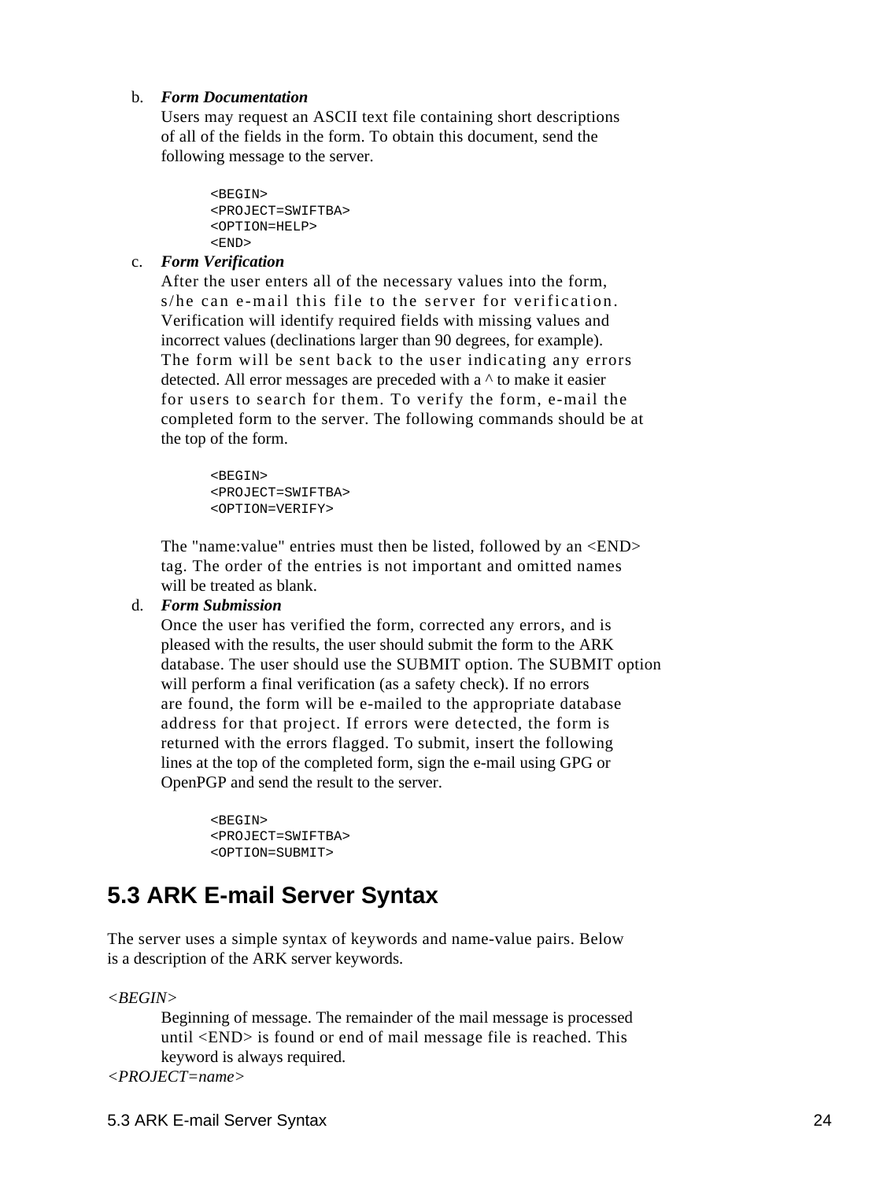b. ***Form Documentation***

Users may request an ASCII text file containing short descriptions of all of the fields in the form. To obtain this document, send the following message to the server.

```
<BEGIN>
<PROJECT=SWIFTBA>
<OPTION=HELP>
<END>
```

c. ***Form Verification***

After the user enters all of the necessary values into the form, s/he can e-mail this file to the server for verification. Verification will identify required fields with missing values and incorrect values (declinations larger than 90 degrees, for example). The form will be sent back to the user indicating any errors detected. All error messages are preceded with a ^ to make it easier for users to search for them. To verify the form, e-mail the completed form to the server. The following commands should be at the top of the form.

```
<BEGIN>
<PROJECT=SWIFTBA>
<OPTION=VERIFY>
```

The "name:value" entries must then be listed, followed by an <END> tag. The order of the entries is not important and omitted names will be treated as blank.

d. ***Form Submission***

Once the user has verified the form, corrected any errors, and is pleased with the results, the user should submit the form to the ARK database. The user should use the SUBMIT option. The SUBMIT option will perform a final verification (as a safety check). If no errors are found, the form will be e-mailed to the appropriate database address for that project. If errors were detected, the form is returned with the errors flagged. To submit, insert the following lines at the top of the completed form, sign the e-mail using GPG or OpenPGP and send the result to the server.

```
<BEGIN>
<PROJECT=SWIFTBA>
<OPTION=SUBMIT>
```

## 5.3 ARK E-mail Server Syntax

The server uses a simple syntax of keywords and name-value pairs. Below is a description of the ARK server keywords.

*<BEGIN>*

Beginning of message. The remainder of the mail message is processed until <END> is found or end of mail message file is reached. This keyword is always required.

*<PROJECT=name>*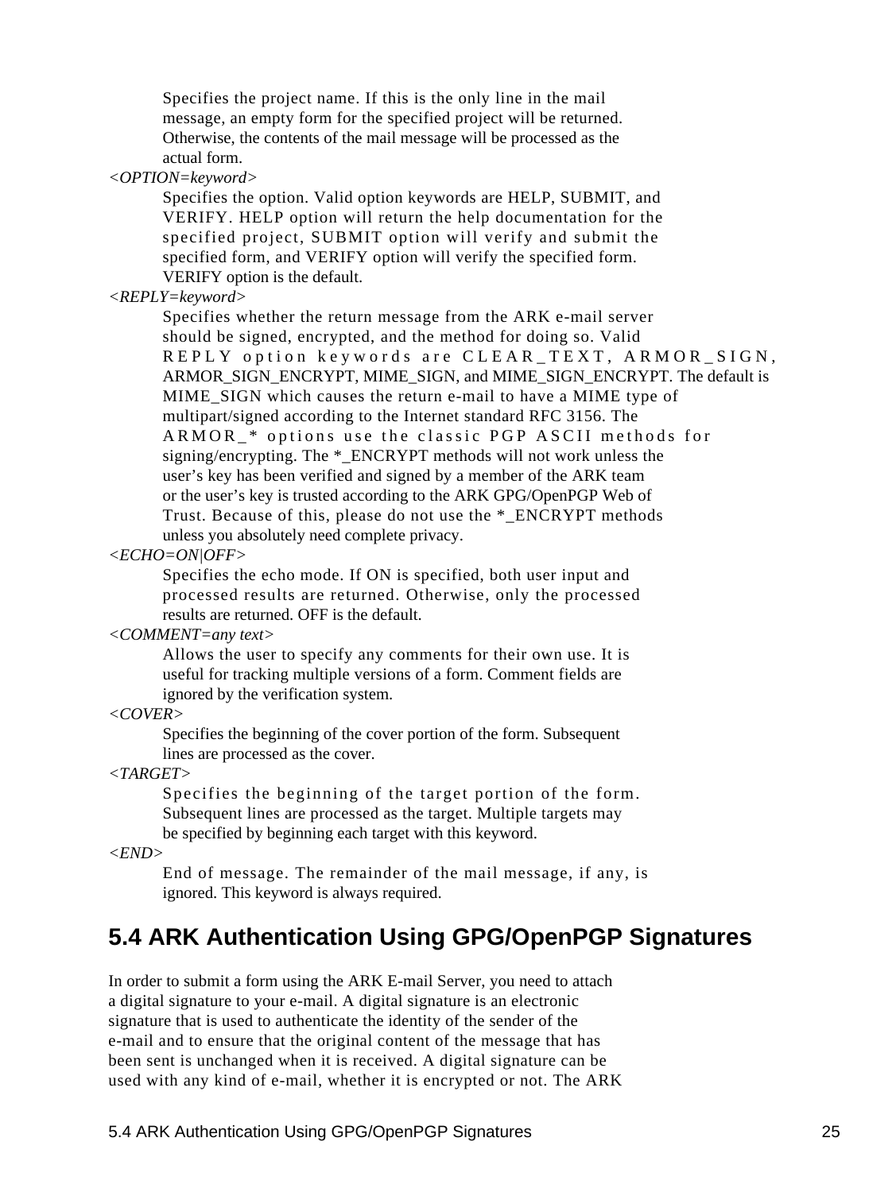Specifies the project name. If this is the only line in the mail message, an empty form for the specified project will be returned. Otherwise, the contents of the mail message will be processed as the actual form.

*<OPTION=keyword>*

Specifies the option. Valid option keywords are HELP, SUBMIT, and VERIFY. HELP option will return the help documentation for the specified project, SUBMIT option will verify and submit the specified form, and VERIFY option will verify the specified form. VERIFY option is the default.

*<REPLY=keyword>*

Specifies whether the return message from the ARK e-mail server should be signed, encrypted, and the method for doing so. Valid REPLY option keywords are CLEAR_TEXT, ARMOR_SIGN, ARMOR_SIGN_ENCRYPT, MIME_SIGN, and MIME_SIGN_ENCRYPT. The default is MIME_SIGN which causes the return e-mail to have a MIME type of multipart/signed according to the Internet standard RFC 3156. The ARMOR_* options use the classic PGP ASCII methods for signing/encrypting. The *_ENCRYPT methods will not work unless the user's key has been verified and signed by a member of the ARK team or the user's key is trusted according to the ARK GPG/OpenPGP Web of Trust. Because of this, please do not use the *_ENCRYPT methods unless you absolutely need complete privacy.

*<ECHO=ON|OFF>*

Specifies the echo mode. If ON is specified, both user input and processed results are returned. Otherwise, only the processed results are returned. OFF is the default.

*<COMMENT=any text>*

Allows the user to specify any comments for their own use. It is useful for tracking multiple versions of a form. Comment fields are ignored by the verification system.

*<COVER>*

Specifies the beginning of the cover portion of the form. Subsequent lines are processed as the cover.

*<TARGET>*

Specifies the beginning of the target portion of the form. Subsequent lines are processed as the target. Multiple targets may be specified by beginning each target with this keyword.

*<END>*

End of message. The remainder of the mail message, if any, is ignored. This keyword is always required.

## 5.4 ARK Authentication Using GPG/OpenPGP Signatures

In order to submit a form using the ARK E-mail Server, you need to attach a digital signature to your e-mail. A digital signature is an electronic signature that is used to authenticate the identity of the sender of the e-mail and to ensure that the original content of the message that has been sent is unchanged when it is received. A digital signature can be used with any kind of e-mail, whether it is encrypted or not. The ARK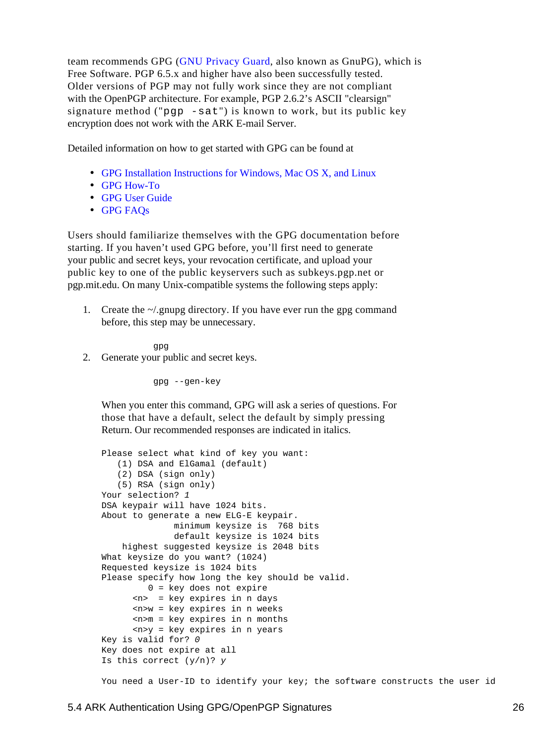team recommends GPG (GNU Privacy Guard, also known as GnuPG), which is Free Software. PGP 6.5.x and higher have also been successfully tested. Older versions of PGP may not fully work since they are not compliant with the OpenPGP architecture. For example, PGP 2.6.2's ASCII "clearsign" signature method ("`pgp -sat`") is known to work, but its public key encryption does not work with the ARK E-mail Server.

Detailed information on how to get started with GPG can be found at

- GPG Installation Instructions for Windows, Mac OS X, and Linux
- GPG How-To
- GPG User Guide
- GPG FAQs

Users should familiarize themselves with the GPG documentation before starting. If you haven't used GPG before, you'll first need to generate your public and secret keys, your revocation certificate, and upload your public key to one of the public keyservers such as subkeys.pgp.net or pgp.mit.edu. On many Unix-compatible systems the following steps apply:

1. Create the ~/.gnupg directory. If you have ever run the gpg command before, this step may be unnecessary.

   ```
   gpg
   ```

2. Generate your public and secret keys.

   ```
   gpg --gen-key
   ```

   When you enter this command, GPG will ask a series of questions. For those that have a default, select the default by simply pressing Return. Our recommended responses are indicated in italics.

   ```
   Please select what kind of key you want:
      (1) DSA and ElGamal (default)
      (2) DSA (sign only)
      (5) RSA (sign only)
   Your selection? 1
   DSA keypair will have 1024 bits.
   About to generate a new ELG-E keypair.
                 minimum keysize is  768 bits
                 default keysize is 1024 bits
       highest suggested keysize is 2048 bits
   What keysize do you want? (1024)
   Requested keysize is 1024 bits
   Please specify how long the key should be valid.
            0 = key does not expire
         <n>  = key expires in n days
         <n>w = key expires in n weeks
         <n>m = key expires in n months
         <n>y = key expires in n years
   Key is valid for? 0
   Key does not expire at all
   Is this correct (y/n)? y

   You need a User-ID to identify your key; the software constructs the user id
   ```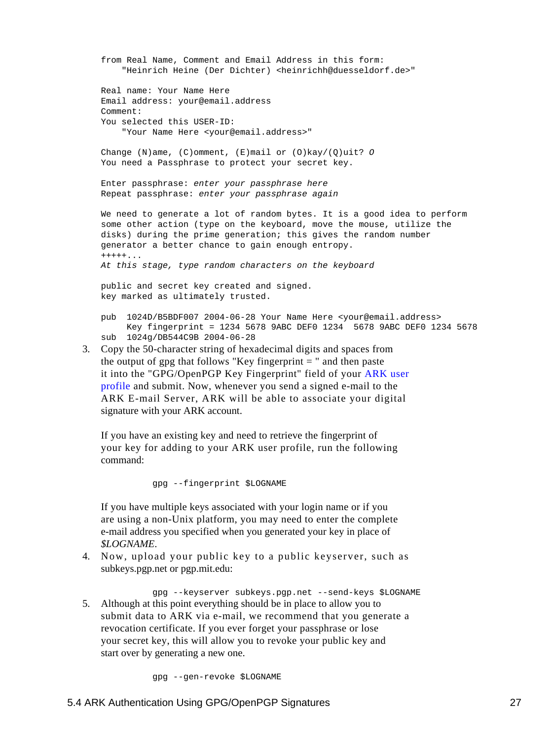```
from Real Name, Comment and Email Address in this form:
    "Heinrich Heine (Der Dichter) <heinrichh@duesseldorf.de>"

Real name: Your Name Here
Email address: your@email.address
Comment:
You selected this USER-ID:
    "Your Name Here <your@email.address>"

Change (N)ame, (C)omment, (E)mail or (O)kay/(Q)uit? O
You need a Passphrase to protect your secret key.

Enter passphrase: enter your passphrase here
Repeat passphrase: enter your passphrase again

We need to generate a lot of random bytes. It is a good idea to perform
some other action (type on the keyboard, move the mouse, utilize the
disks) during the prime generation; this gives the random number
generator a better chance to gain enough entropy.
+++++...
At this stage, type random characters on the keyboard

public and secret key created and signed.
key marked as ultimately trusted.

pub  1024D/B5BDF007 2004-06-28 Your Name Here <your@email.address>
     Key fingerprint = 1234 5678 9ABC DEF0 1234  5678 9ABC DEF0 1234 5678
sub  1024g/DB544C9B 2004-06-28
```

3. Copy the 50-character string of hexadecimal digits and spaces from the output of gpg that follows "Key fingerprint = " and then paste it into the "GPG/OpenPGP Key Fingerprint" field of your ARK user profile and submit. Now, whenever you send a signed e-mail to the ARK E-mail Server, ARK will be able to associate your digital signature with your ARK account.

   If you have an existing key and need to retrieve the fingerprint of your key for adding to your ARK user profile, run the following command:

   ```
   gpg --fingerprint $LOGNAME
   ```

   If you have multiple keys associated with your login name or if you are using a non-Unix platform, you may need to enter the complete e-mail address you specified when you generated your key in place of *$LOGNAME*.

4. Now, upload your public key to a public keyserver, such as subkeys.pgp.net or pgp.mit.edu:

   ```
   gpg --keyserver subkeys.pgp.net --send-keys $LOGNAME
   ```

5. Although at this point everything should be in place to allow you to submit data to ARK via e-mail, we recommend that you generate a revocation certificate. If you ever forget your passphrase or lose your secret key, this will allow you to revoke your public key and start over by generating a new one.

   ```
   gpg --gen-revoke $LOGNAME
   ```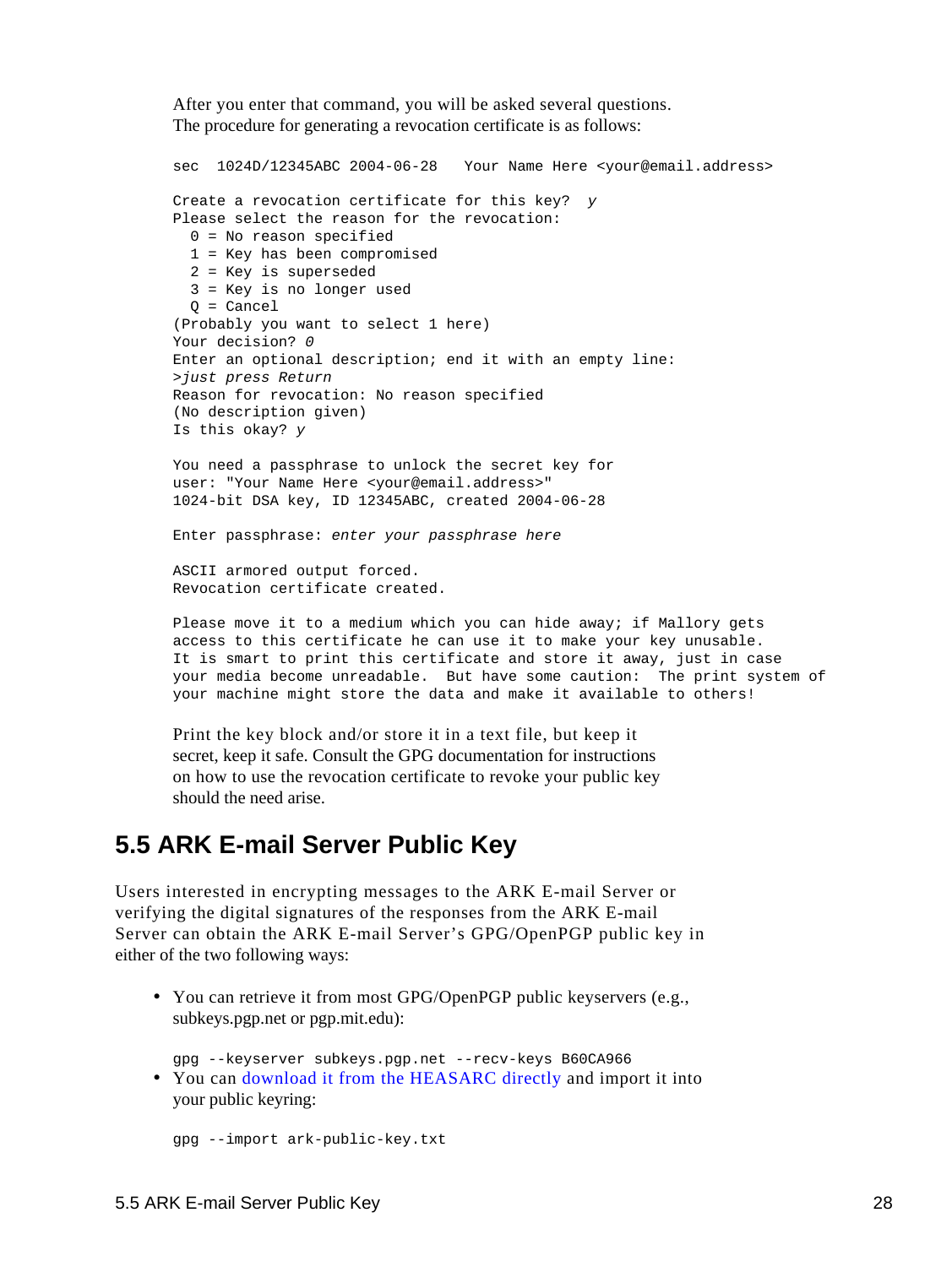After you enter that command, you will be asked several questions. The procedure for generating a revocation certificate is as follows:

```
sec  1024D/12345ABC 2004-06-28   Your Name Here <your@email.address>

Create a revocation certificate for this key?  y
Please select the reason for the revocation:
  0 = No reason specified
  1 = Key has been compromised
  2 = Key is superseded
  3 = Key is no longer used
  Q = Cancel
(Probably you want to select 1 here)
Your decision? 0
Enter an optional description; end it with an empty line:
>just press Return
Reason for revocation: No reason specified
(No description given)
Is this okay? y

You need a passphrase to unlock the secret key for
user: "Your Name Here <your@email.address>"
1024-bit DSA key, ID 12345ABC, created 2004-06-28

Enter passphrase: enter your passphrase here

ASCII armored output forced.
Revocation certificate created.

Please move it to a medium which you can hide away; if Mallory gets
access to this certificate he can use it to make your key unusable.
It is smart to print this certificate and store it away, just in case
your media become unreadable.  But have some caution:  The print system of
your machine might store the data and make it available to others!
```

Print the key block and/or store it in a text file, but keep it secret, keep it safe. Consult the GPG documentation for instructions on how to use the revocation certificate to revoke your public key should the need arise.

## 5.5 ARK E-mail Server Public Key

Users interested in encrypting messages to the ARK E-mail Server or verifying the digital signatures of the responses from the ARK E-mail Server can obtain the ARK E-mail Server's GPG/OpenPGP public key in either of the two following ways:

- You can retrieve it from most GPG/OpenPGP public keyservers (e.g., subkeys.pgp.net or pgp.mit.edu):

```
gpg --keyserver subkeys.pgp.net --recv-keys B60CA966
```

- You can download it from the HEASARC directly and import it into your public keyring:

```
gpg --import ark-public-key.txt
```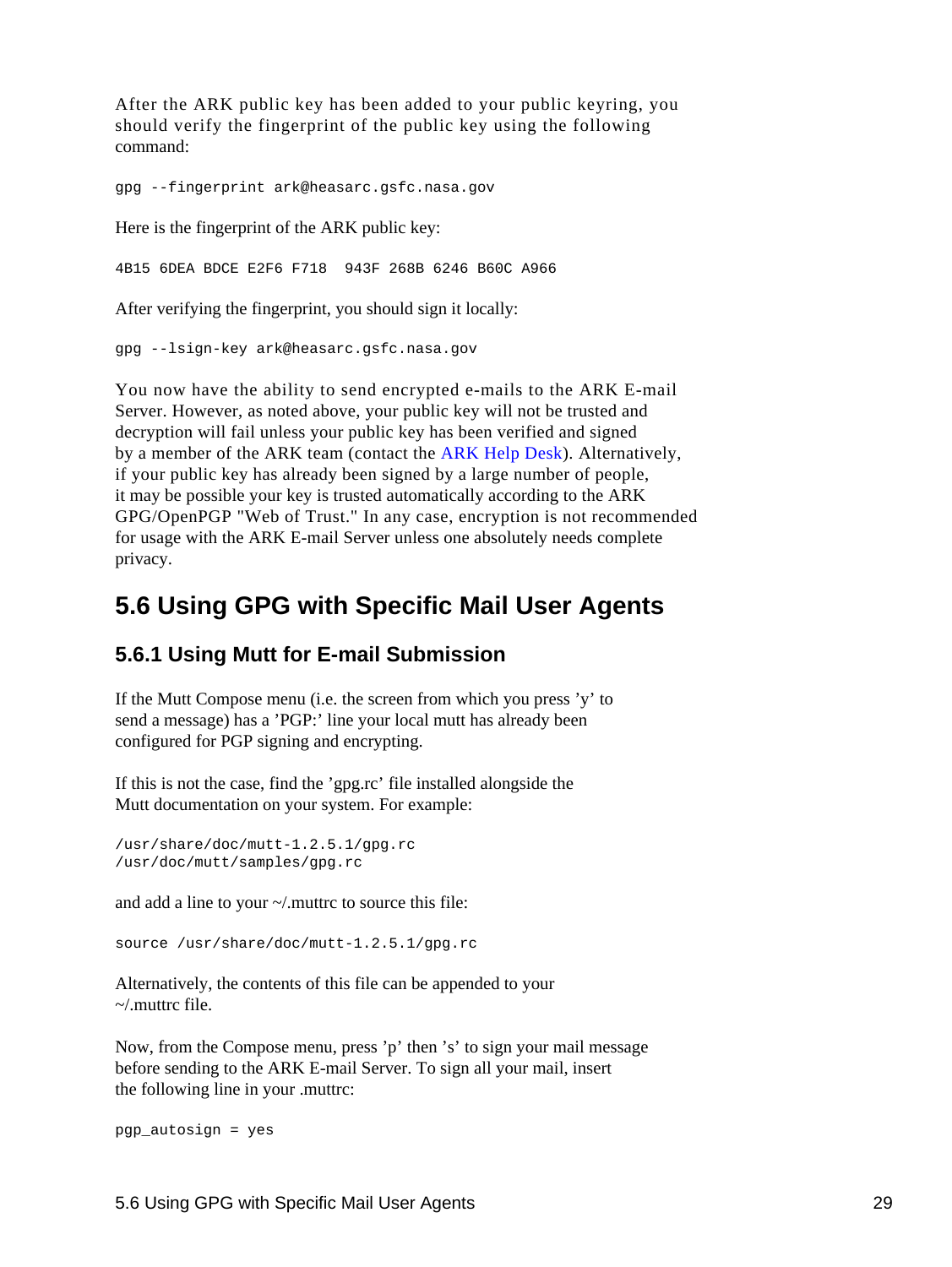After the ARK public key has been added to your public keyring, you should verify the fingerprint of the public key using the following command:

```
gpg --fingerprint ark@heasarc.gsfc.nasa.gov
```

Here is the fingerprint of the ARK public key:

```
4B15 6DEA BDCE E2F6 F718  943F 268B 6246 B60C A966
```

After verifying the fingerprint, you should sign it locally:

```
gpg --lsign-key ark@heasarc.gsfc.nasa.gov
```

You now have the ability to send encrypted e-mails to the ARK E-mail Server. However, as noted above, your public key will not be trusted and decryption will fail unless your public key has been verified and signed by a member of the ARK team (contact the ARK Help Desk). Alternatively, if your public key has already been signed by a large number of people, it may be possible your key is trusted automatically according to the ARK GPG/OpenPGP "Web of Trust." In any case, encryption is not recommended for usage with the ARK E-mail Server unless one absolutely needs complete privacy.

## 5.6 Using GPG with Specific Mail User Agents

### 5.6.1 Using Mutt for E-mail Submission

If the Mutt Compose menu (i.e. the screen from which you press 'y' to send a message) has a 'PGP:' line your local mutt has already been configured for PGP signing and encrypting.

If this is not the case, find the 'gpg.rc' file installed alongside the Mutt documentation on your system. For example:

```
/usr/share/doc/mutt-1.2.5.1/gpg.rc
/usr/doc/mutt/samples/gpg.rc
```

and add a line to your ~/.muttrc to source this file:

```
source /usr/share/doc/mutt-1.2.5.1/gpg.rc
```

Alternatively, the contents of this file can be appended to your ~/.muttrc file.

Now, from the Compose menu, press 'p' then 's' to sign your mail message before sending to the ARK E-mail Server. To sign all your mail, insert the following line in your .muttrc:

```
pgp_autosign = yes
```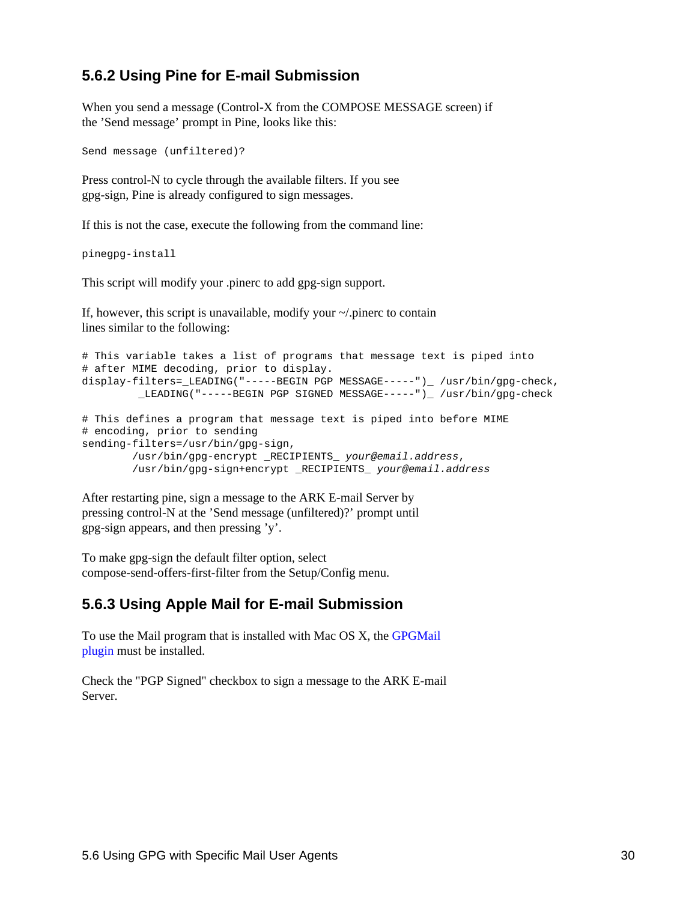### 5.6.2 Using Pine for E-mail Submission

When you send a message (Control-X from the COMPOSE MESSAGE screen) if the 'Send message' prompt in Pine, looks like this:

```
Send message (unfiltered)?
```

Press control-N to cycle through the available filters. If you see gpg-sign, Pine is already configured to sign messages.

If this is not the case, execute the following from the command line:

```
pinegpg-install
```

This script will modify your .pinerc to add gpg-sign support.

If, however, this script is unavailable, modify your ~/.pinerc to contain lines similar to the following:

```
# This variable takes a list of programs that message text is piped into
# after MIME decoding, prior to display.
display-filters=_LEADING("-----BEGIN PGP MESSAGE-----")_ /usr/bin/gpg-check,
         _LEADING("-----BEGIN PGP SIGNED MESSAGE-----")_ /usr/bin/gpg-check

# This defines a program that message text is piped into before MIME
# encoding, prior to sending
sending-filters=/usr/bin/gpg-sign,
        /usr/bin/gpg-encrypt _RECIPIENTS_ your@email.address,
        /usr/bin/gpg-sign+encrypt _RECIPIENTS_ your@email.address
```

After restarting pine, sign a message to the ARK E-mail Server by pressing control-N at the 'Send message (unfiltered)?' prompt until gpg-sign appears, and then pressing 'y'.

To make gpg-sign the default filter option, select compose-send-offers-first-filter from the Setup/Config menu.

### 5.6.3 Using Apple Mail for E-mail Submission

To use the Mail program that is installed with Mac OS X, the GPGMail plugin must be installed.

Check the "PGP Signed" checkbox to sign a message to the ARK E-mail Server.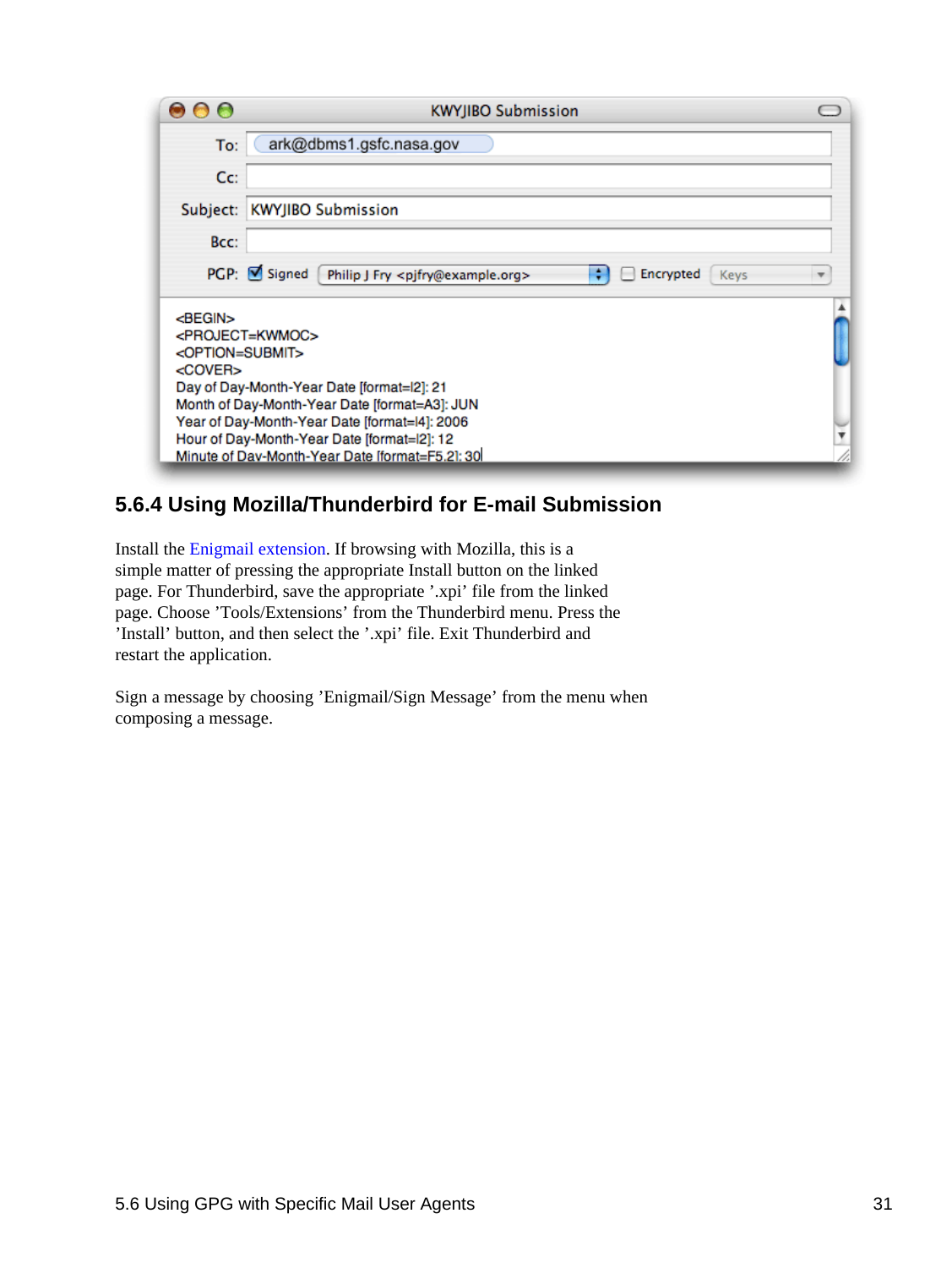## 5.6.4 Using Mozilla/Thunderbird for E-mail Submission

Install the Enigmail extension. If browsing with Mozilla, this is a simple matter of pressing the appropriate Install button on the linked page. For Thunderbird, save the appropriate '.xpi' file from the linked page. Choose 'Tools/Extensions' from the Thunderbird menu. Press the 'Install' button, and then select the '.xpi' file. Exit Thunderbird and restart the application.

Sign a message by choosing 'Enigmail/Sign Message' from the menu when composing a message.